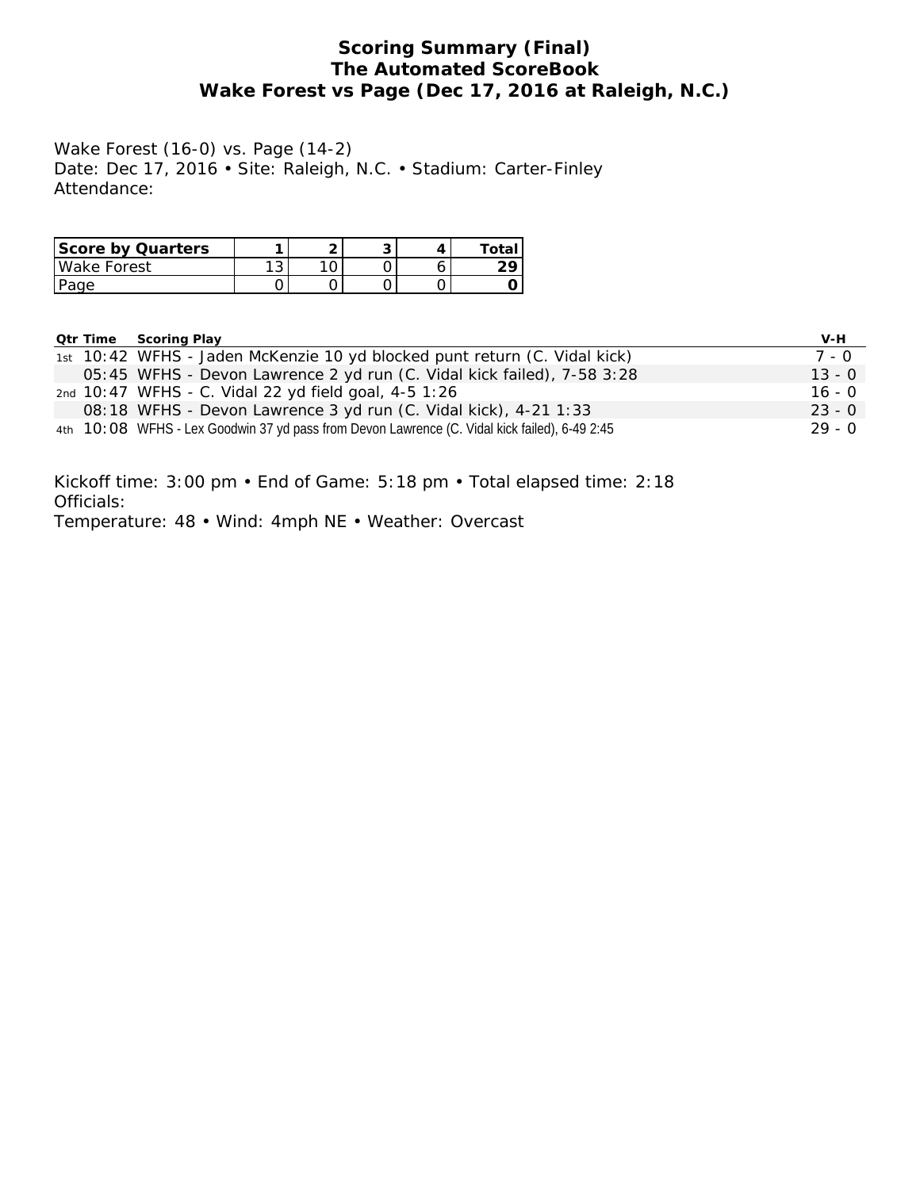# Scoring Summary (Final)
# The Automated ScoreBook
# Wake Forest vs Page (Dec 17, 2016 at Raleigh, N.C.)

Wake Forest (16-0) vs. Page (14-2)
Date: Dec 17, 2016 • Site: Raleigh, N.C. • Stadium: Carter-Finley
Attendance:

| Score by Quarters | 1 | 2 | 3 | 4 | Total |
|---|---|---|---|---|---|
| Wake Forest | 13 | 10 | 0 | 6 | **29** |
| Page | 0 | 0 | 0 | 0 | **0** |

| Qtr | Time | Scoring Play | V-H |
|---|---|---|---|
| 1st | 10:42 | WFHS - Jaden McKenzie 10 yd blocked punt return (C. Vidal kick) | 7 - 0 |
| | 05:45 | WFHS - Devon Lawrence 2 yd run (C. Vidal kick failed), 7-58 3:28 | 13 - 0 |
| 2nd | 10:47 | WFHS - C. Vidal 22 yd field goal, 4-5 1:26 | 16 - 0 |
| | 08:18 | WFHS - Devon Lawrence 3 yd run (C. Vidal kick), 4-21 1:33 | 23 - 0 |
| 4th | 10:08 | WFHS - Lex Goodwin 37 yd pass from Devon Lawrence (C. Vidal kick failed), 6-49 2:45 | 29 - 0 |

Kickoff time: 3:00 pm • End of Game: 5:18 pm • Total elapsed time: 2:18
Officials:
Temperature: 48 • Wind: 4mph NE • Weather: Overcast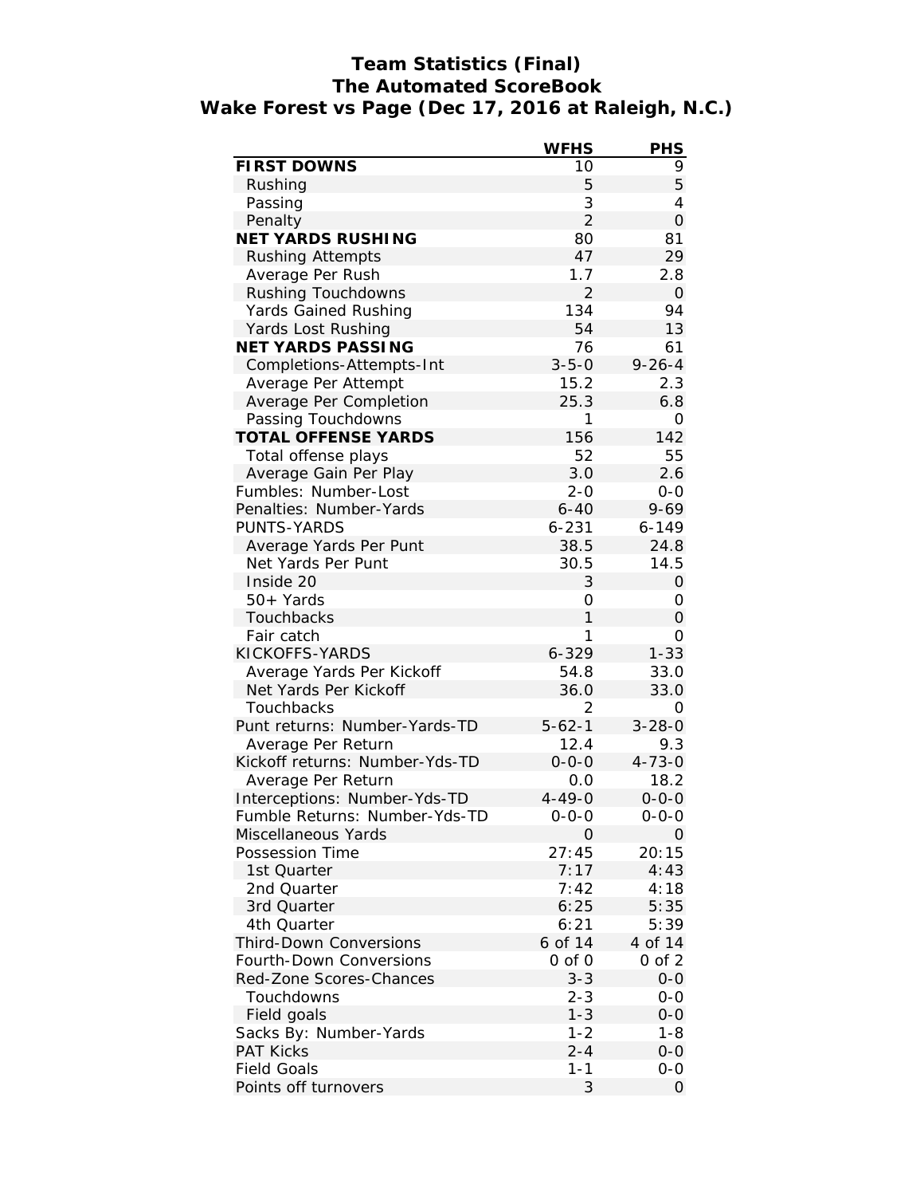# Team Statistics (Final)
## The Automated ScoreBook
## Wake Forest vs Page (Dec 17, 2016 at Raleigh, N.C.)

| | WFHS | PHS |
|---|---|---|
| **FIRST DOWNS** | 10 | 9 |
| Rushing | 5 | 5 |
| Passing | 3 | 4 |
| Penalty | 2 | 0 |
| **NET YARDS RUSHING** | 80 | 81 |
| Rushing Attempts | 47 | 29 |
| Average Per Rush | 1.7 | 2.8 |
| Rushing Touchdowns | 2 | 0 |
| Yards Gained Rushing | 134 | 94 |
| Yards Lost Rushing | 54 | 13 |
| **NET YARDS PASSING** | 76 | 61 |
| Completions-Attempts-Int | 3-5-0 | 9-26-4 |
| Average Per Attempt | 15.2 | 2.3 |
| Average Per Completion | 25.3 | 6.8 |
| Passing Touchdowns | 1 | 0 |
| **TOTAL OFFENSE YARDS** | 156 | 142 |
| Total offense plays | 52 | 55 |
| Average Gain Per Play | 3.0 | 2.6 |
| Fumbles: Number-Lost | 2-0 | 0-0 |
| Penalties: Number-Yards | 6-40 | 9-69 |
| PUNTS-YARDS | 6-231 | 6-149 |
| Average Yards Per Punt | 38.5 | 24.8 |
| Net Yards Per Punt | 30.5 | 14.5 |
| Inside 20 | 3 | 0 |
| 50+ Yards | 0 | 0 |
| Touchbacks | 1 | 0 |
| Fair catch | 1 | 0 |
| KICKOFFS-YARDS | 6-329 | 1-33 |
| Average Yards Per Kickoff | 54.8 | 33.0 |
| Net Yards Per Kickoff | 36.0 | 33.0 |
| Touchbacks | 2 | 0 |
| Punt returns: Number-Yards-TD | 5-62-1 | 3-28-0 |
| Average Per Return | 12.4 | 9.3 |
| Kickoff returns: Number-Yds-TD | 0-0-0 | 4-73-0 |
| Average Per Return | 0.0 | 18.2 |
| Interceptions: Number-Yds-TD | 4-49-0 | 0-0-0 |
| Fumble Returns: Number-Yds-TD | 0-0-0 | 0-0-0 |
| Miscellaneous Yards | 0 | 0 |
| Possession Time | 27:45 | 20:15 |
| 1st Quarter | 7:17 | 4:43 |
| 2nd Quarter | 7:42 | 4:18 |
| 3rd Quarter | 6:25 | 5:35 |
| 4th Quarter | 6:21 | 5:39 |
| Third-Down Conversions | 6 of 14 | 4 of 14 |
| Fourth-Down Conversions | 0 of 0 | 0 of 2 |
| Red-Zone Scores-Chances | 3-3 | 0-0 |
| Touchdowns | 2-3 | 0-0 |
| Field goals | 1-3 | 0-0 |
| Sacks By: Number-Yards | 1-2 | 1-8 |
| PAT Kicks | 2-4 | 0-0 |
| Field Goals | 1-1 | 0-0 |
| Points off turnovers | 3 | 0 |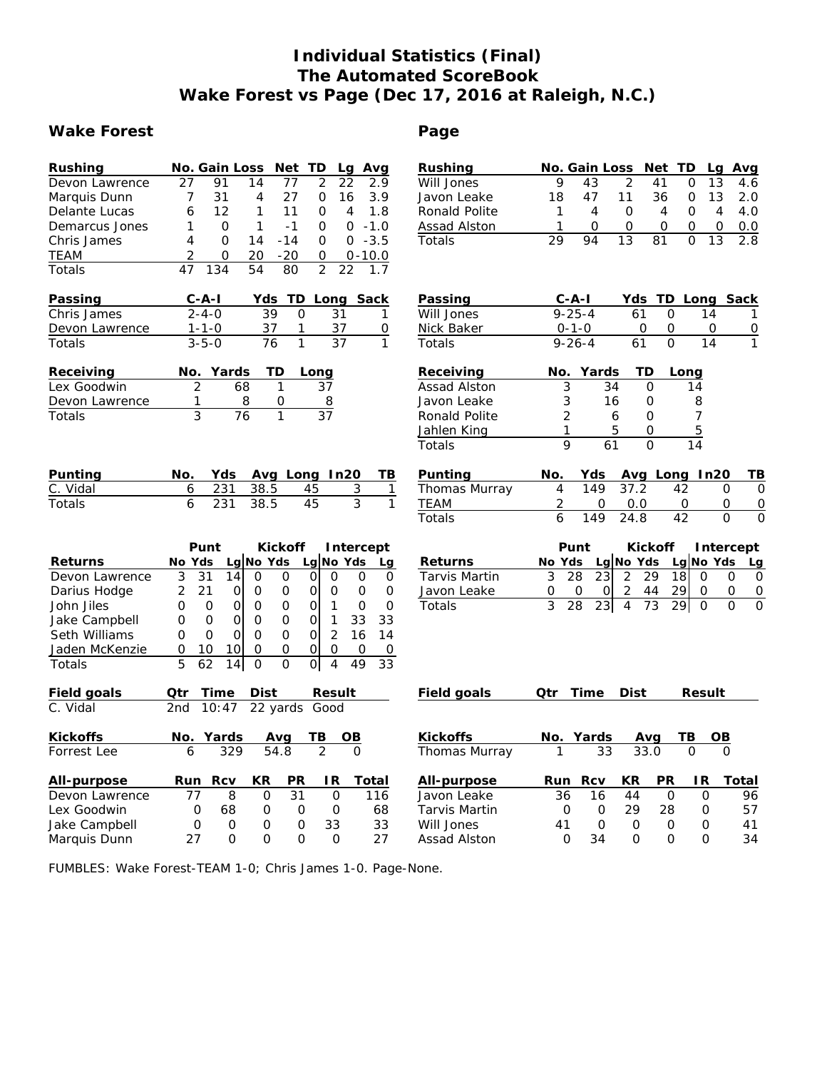# Individual Statistics (Final)
## The Automated ScoreBook
## Wake Forest vs Page (Dec 17, 2016 at Raleigh, N.C.)

### Wake Forest

| Rushing | No. | Gain | Loss | Net | TD | Lg | Avg |
|---|---|---|---|---|---|---|---|
| Devon Lawrence | 27 | 91 | 14 | 77 | 2 | 22 | 2.9 |
| Marquis Dunn | 7 | 31 | 4 | 27 | 0 | 16 | 3.9 |
| Delante Lucas | 6 | 12 | 1 | 11 | 0 | 4 | 1.8 |
| Demarcus Jones | 1 | 0 | 1 | -1 | 0 | 0 | -1.0 |
| Chris James | 4 | 0 | 14 | -14 | 0 | 0 | -3.5 |
| TEAM | 2 | 0 | 20 | -20 | 0 | 0 | -10.0 |
| Totals | 47 | 134 | 54 | 80 | 2 | 22 | 1.7 |

| Passing | C-A-I | Yds | TD | Long | Sack |
|---|---|---|---|---|---|
| Chris James | 2-4-0 | 39 | 0 | 31 | 1 |
| Devon Lawrence | 1-1-0 | 37 | 1 | 37 | 0 |
| Totals | 3-5-0 | 76 | 1 | 37 | 1 |

| Receiving | No. | Yards | TD | Long |
|---|---|---|---|---|
| Lex Goodwin | 2 | 68 | 1 | 37 |
| Devon Lawrence | 1 | 8 | 0 | 8 |
| Totals | 3 | 76 | 1 | 37 |

| Punting | No. | Yds | Avg | Long | In20 | TB |
|---|---|---|---|---|---|---|
| C. Vidal | 6 | 231 | 38.5 | 45 | 3 | 1 |
| Totals | 6 | 231 | 38.5 | 45 | 3 | 1 |

| | Punt | | | Kickoff | | | Intercept | | |
|---|---|---|---|---|---|---|---|---|---|
| Returns | No | Yds | Lg | No | Yds | Lg | No | Yds | Lg |
| Devon Lawrence | 3 | 31 | 14 | 0 | 0 | 0 | 0 | 0 | 0 |
| Darius Hodge | 2 | 21 | 0 | 0 | 0 | 0 | 0 | 0 | 0 |
| John Jiles | 0 | 0 | 0 | 0 | 0 | 0 | 1 | 0 | 0 |
| Jake Campbell | 0 | 0 | 0 | 0 | 0 | 0 | 1 | 33 | 33 |
| Seth Williams | 0 | 0 | 0 | 0 | 0 | 0 | 2 | 16 | 14 |
| Jaden McKenzie | 0 | 10 | 10 | 0 | 0 | 0 | 0 | 0 | 0 |
| Totals | 5 | 62 | 14 | 0 | 0 | 0 | 4 | 49 | 33 |

| Field goals | Qtr | Time | Dist | Result |
|---|---|---|---|---|
| C. Vidal | 2nd | 10:47 | 22 yards | Good |

| Kickoffs | No. | Yards | Avg | TB | OB |
|---|---|---|---|---|---|
| Forrest Lee | 6 | 329 | 54.8 | 2 | 0 |

| All-purpose | Run | Rcv | KR | PR | IR | Total |
|---|---|---|---|---|---|---|
| Devon Lawrence | 77 | 8 | 0 | 31 | 0 | 116 |
| Lex Goodwin | 0 | 68 | 0 | 0 | 0 | 68 |
| Jake Campbell | 0 | 0 | 0 | 0 | 33 | 33 |
| Marquis Dunn | 27 | 0 | 0 | 0 | 0 | 27 |

### Page

| Rushing | No. | Gain | Loss | Net | TD | Lg | Avg |
|---|---|---|---|---|---|---|---|
| Will Jones | 9 | 43 | 2 | 41 | 0 | 13 | 4.6 |
| Javon Leake | 18 | 47 | 11 | 36 | 0 | 13 | 2.0 |
| Ronald Polite | 1 | 4 | 0 | 4 | 0 | 4 | 4.0 |
| Assad Alston | 1 | 0 | 0 | 0 | 0 | 0 | 0.0 |
| Totals | 29 | 94 | 13 | 81 | 0 | 13 | 2.8 |

| Passing | C-A-I | Yds | TD | Long | Sack |
|---|---|---|---|---|---|
| Will Jones | 9-25-4 | 61 | 0 | 14 | 1 |
| Nick Baker | 0-1-0 | 0 | 0 | 0 | 0 |
| Totals | 9-26-4 | 61 | 0 | 14 | 1 |

| Receiving | No. | Yards | TD | Long |
|---|---|---|---|---|
| Assad Alston | 3 | 34 | 0 | 14 |
| Javon Leake | 3 | 16 | 0 | 8 |
| Ronald Polite | 2 | 6 | 0 | 7 |
| Jahlen King | 1 | 5 | 0 | 5 |
| Totals | 9 | 61 | 0 | 14 |

| Punting | No. | Yds | Avg | Long | In20 | TB |
|---|---|---|---|---|---|---|
| Thomas Murray | 4 | 149 | 37.2 | 42 | 0 | 0 |
| TEAM | 2 | 0 | 0.0 | 0 | 0 | 0 |
| Totals | 6 | 149 | 24.8 | 42 | 0 | 0 |

| | Punt | | | Kickoff | | | Intercept | | |
|---|---|---|---|---|---|---|---|---|---|
| Returns | No | Yds | Lg | No | Yds | Lg | No | Yds | Lg |
| Tarvis Martin | 3 | 28 | 23 | 2 | 29 | 18 | 0 | 0 | 0 |
| Javon Leake | 0 | 0 | 0 | 2 | 44 | 29 | 0 | 0 | 0 |
| Totals | 3 | 28 | 23 | 4 | 73 | 29 | 0 | 0 | 0 |

| Field goals | Qtr | Time | Dist | Result |
|---|---|---|---|---|

| Kickoffs | No. | Yards | Avg | TB | OB |
|---|---|---|---|---|---|
| Thomas Murray | 1 | 33 | 33.0 | 0 | 0 |

| All-purpose | Run | Rcv | KR | PR | IR | Total |
|---|---|---|---|---|---|---|
| Javon Leake | 36 | 16 | 44 | 0 | 0 | 96 |
| Tarvis Martin | 0 | 0 | 29 | 28 | 0 | 57 |
| Will Jones | 41 | 0 | 0 | 0 | 0 | 41 |
| Assad Alston | 0 | 34 | 0 | 0 | 0 | 34 |

FUMBLES: Wake Forest-TEAM 1-0; Chris James 1-0. Page-None.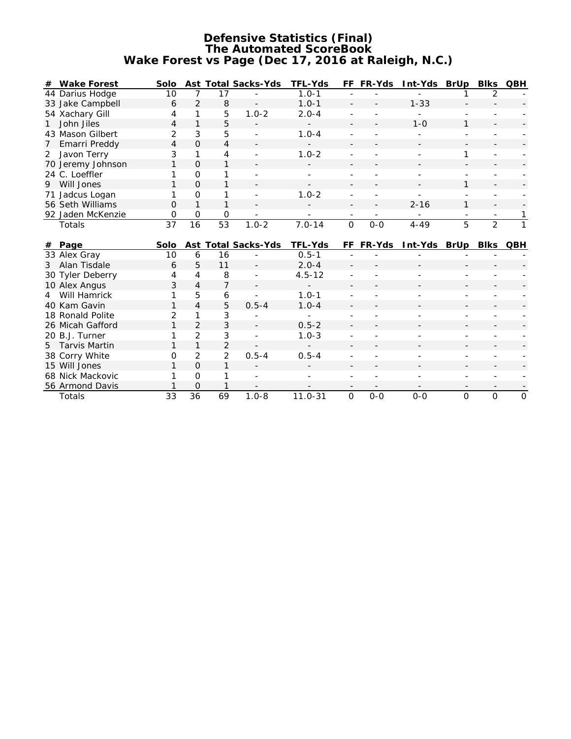# Defensive Statistics (Final)
## The Automated ScoreBook
## Wake Forest vs Page (Dec 17, 2016 at Raleigh, N.C.)

| # | Wake Forest | Solo | Ast | Total | Sacks-Yds | TFL-Yds | FF | FR-Yds | Int-Yds | BrUp | Blks | QBH |
|---|---|---|---|---|---|---|---|---|---|---|---|---|
| 44 | Darius Hodge | 10 | 7 | 17 | - | 1.0-1 | - | - | - | 1 | 2 | - |
| 33 | Jake Campbell | 6 | 2 | 8 | - | 1.0-1 | - | - | 1-33 | - | - | - |
| 54 | Xachary Gill | 4 | 1 | 5 | 1.0-2 | 2.0-4 | - | - | - | - | - | - |
| 1 | John Jiles | 4 | 1 | 5 | - | - | - | - | 1-0 | 1 | - | - |
| 43 | Mason Gilbert | 2 | 3 | 5 | - | 1.0-4 | - | - | - | - | - | - |
| 7 | Emarri Preddy | 4 | 0 | 4 | - | - | - | - | - | - | - | - |
| 2 | Javon Terry | 3 | 1 | 4 | - | 1.0-2 | - | - | - | 1 | - | - |
| 70 | Jeremy Johnson | 1 | 0 | 1 | - | - | - | - | - | - | - | - |
| 24 | C. Loeffler | 1 | 0 | 1 | - | - | - | - | - | - | - | - |
| 9 | Will Jones | 1 | 0 | 1 | - | - | - | - | - | 1 | - | - |
| 71 | Jadcus Logan | 1 | 0 | 1 | - | 1.0-2 | - | - | - | - | - | - |
| 56 | Seth Williams | 0 | 1 | 1 | - | - | - | - | 2-16 | 1 | - | - |
| 92 | Jaden McKenzie | 0 | 0 | 0 | - | - | - | - | - | - | - | 1 |
| | Totals | 37 | 16 | 53 | 1.0-2 | 7.0-14 | 0 | 0-0 | 4-49 | 5 | 2 | 1 |

| # | Page | Solo | Ast | Total | Sacks-Yds | TFL-Yds | FF | FR-Yds | Int-Yds | BrUp | Blks | QBH |
|---|---|---|---|---|---|---|---|---|---|---|---|---|
| 33 | Alex Gray | 10 | 6 | 16 | - | 0.5-1 | - | - | - | - | - | - |
| 3 | Alan Tisdale | 6 | 5 | 11 | - | 2.0-4 | - | - | - | - | - | - |
| 30 | Tyler Deberry | 4 | 4 | 8 | - | 4.5-12 | - | - | - | - | - | - |
| 10 | Alex Angus | 3 | 4 | 7 | - | - | - | - | - | - | - | - |
| 4 | Will Hamrick | 1 | 5 | 6 | - | 1.0-1 | - | - | - | - | - | - |
| 40 | Kam Gavin | 1 | 4 | 5 | 0.5-4 | 1.0-4 | - | - | - | - | - | - |
| 18 | Ronald Polite | 2 | 1 | 3 | - | - | - | - | - | - | - | - |
| 26 | Micah Gafford | 1 | 2 | 3 | - | 0.5-2 | - | - | - | - | - | - |
| 20 | B.J. Turner | 1 | 2 | 3 | - | 1.0-3 | - | - | - | - | - | - |
| 5 | Tarvis Martin | 1 | 1 | 2 | - | - | - | - | - | - | - | - |
| 38 | Corry White | 0 | 2 | 2 | 0.5-4 | 0.5-4 | - | - | - | - | - | - |
| 15 | Will Jones | 1 | 0 | 1 | - | - | - | - | - | - | - | - |
| 68 | Nick Mackovic | 1 | 0 | 1 | - | - | - | - | - | - | - | - |
| 56 | Armond Davis | 1 | 0 | 1 | - | - | - | - | - | - | - | - |
| | Totals | 33 | 36 | 69 | 1.0-8 | 11.0-31 | 0 | 0-0 | 0-0 | 0 | 0 | 0 |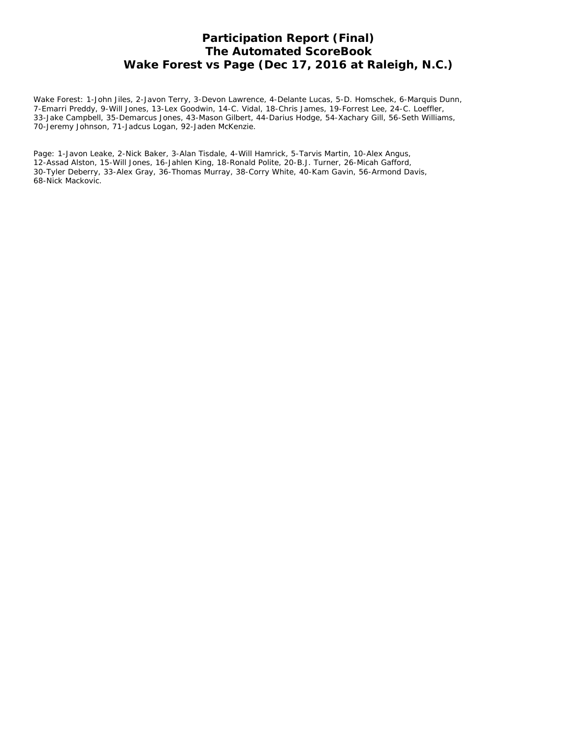# Participation Report (Final)
# The Automated ScoreBook
# Wake Forest vs Page (Dec 17, 2016 at Raleigh, N.C.)

Wake Forest: 1-John Jiles, 2-Javon Terry, 3-Devon Lawrence, 4-Delante Lucas, 5-D. Homschek, 6-Marquis Dunn, 7-Emarri Preddy, 9-Will Jones, 13-Lex Goodwin, 14-C. Vidal, 18-Chris James, 19-Forrest Lee, 24-C. Loeffler, 33-Jake Campbell, 35-Demarcus Jones, 43-Mason Gilbert, 44-Darius Hodge, 54-Xachary Gill, 56-Seth Williams, 70-Jeremy Johnson, 71-Jadcus Logan, 92-Jaden McKenzie.

Page: 1-Javon Leake, 2-Nick Baker, 3-Alan Tisdale, 4-Will Hamrick, 5-Tarvis Martin, 10-Alex Angus, 12-Assad Alston, 15-Will Jones, 16-Jahlen King, 18-Ronald Polite, 20-B.J. Turner, 26-Micah Gafford, 30-Tyler Deberry, 33-Alex Gray, 36-Thomas Murray, 38-Corry White, 40-Kam Gavin, 56-Armond Davis, 68-Nick Mackovic.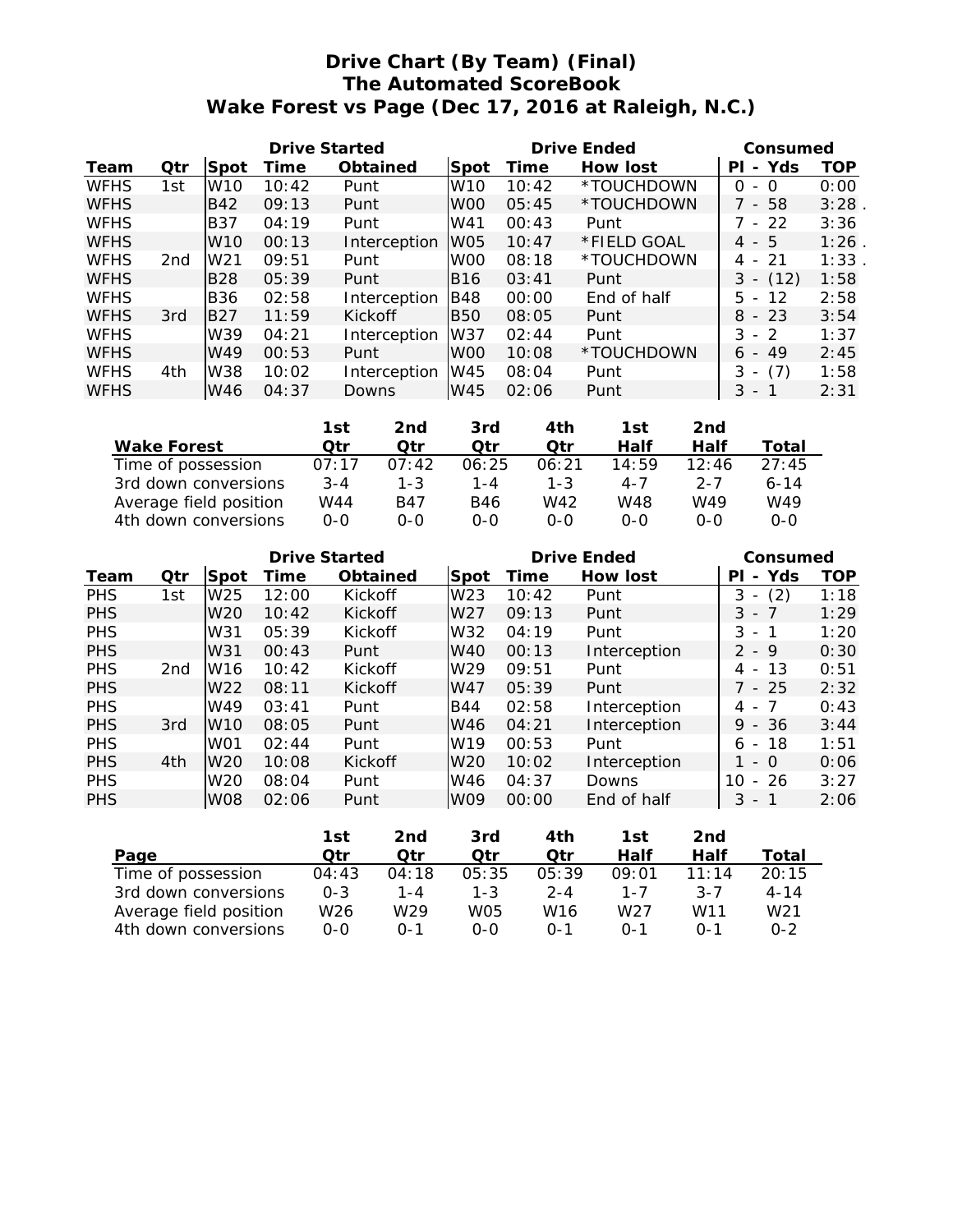# Drive Chart (By Team) (Final)
## The Automated ScoreBook
## Wake Forest vs Page (Dec 17, 2016 at Raleigh, N.C.)

| | | Drive Started | | | Drive Ended | | | Consumed | |
|---|---|---|---|---|---|---|---|---|---|
| **Team** | **Qtr** | **Spot** | **Time** | **Obtained** | **Spot** | **Time** | **How lost** | **Pl - Yds** | **TOP** |
| WFHS | 1st | W10 | 10:42 | Punt | W10 | 10:42 | *TOUCHDOWN | 0 - 0 | 0:00 |
| WFHS | | B42 | 09:13 | Punt | W00 | 05:45 | *TOUCHDOWN | 7 - 58 | 3:28 . |
| WFHS | | B37 | 04:19 | Punt | W41 | 00:43 | Punt | 7 - 22 | 3:36 |
| WFHS | | W10 | 00:13 | Interception | W05 | 10:47 | *FIELD GOAL | 4 - 5 | 1:26 . |
| WFHS | 2nd | W21 | 09:51 | Punt | W00 | 08:18 | *TOUCHDOWN | 4 - 21 | 1:33 . |
| WFHS | | B28 | 05:39 | Punt | B16 | 03:41 | Punt | 3 - (12) | 1:58 |
| WFHS | | B36 | 02:58 | Interception | B48 | 00:00 | End of half | 5 - 12 | 2:58 |
| WFHS | 3rd | B27 | 11:59 | Kickoff | B50 | 08:05 | Punt | 8 - 23 | 3:54 |
| WFHS | | W39 | 04:21 | Interception | W37 | 02:44 | Punt | 3 - 2 | 1:37 |
| WFHS | | W49 | 00:53 | Punt | W00 | 10:08 | *TOUCHDOWN | 6 - 49 | 2:45 |
| WFHS | 4th | W38 | 10:02 | Interception | W45 | 08:04 | Punt | 3 - (7) | 1:58 |
| WFHS | | W46 | 04:37 | Downs | W45 | 02:06 | Punt | 3 - 1 | 2:31 |

| Wake Forest | 1st Qtr | 2nd Qtr | 3rd Qtr | 4th Qtr | 1st Half | 2nd Half | Total |
|---|---|---|---|---|---|---|---|
| Time of possession | 07:17 | 07:42 | 06:25 | 06:21 | 14:59 | 12:46 | 27:45 |
| 3rd down conversions | 3-4 | 1-3 | 1-4 | 1-3 | 4-7 | 2-7 | 6-14 |
| Average field position | W44 | B47 | B46 | W42 | W48 | W49 | W49 |
| 4th down conversions | 0-0 | 0-0 | 0-0 | 0-0 | 0-0 | 0-0 | 0-0 |

| | | Drive Started | | | Drive Ended | | | Consumed | |
|---|---|---|---|---|---|---|---|---|---|
| **Team** | **Qtr** | **Spot** | **Time** | **Obtained** | **Spot** | **Time** | **How lost** | **Pl - Yds** | **TOP** |
| PHS | 1st | W25 | 12:00 | Kickoff | W23 | 10:42 | Punt | 3 - (2) | 1:18 |
| PHS | | W20 | 10:42 | Kickoff | W27 | 09:13 | Punt | 3 - 7 | 1:29 |
| PHS | | W31 | 05:39 | Kickoff | W32 | 04:19 | Punt | 3 - 1 | 1:20 |
| PHS | | W31 | 00:43 | Punt | W40 | 00:13 | Interception | 2 - 9 | 0:30 |
| PHS | 2nd | W16 | 10:42 | Kickoff | W29 | 09:51 | Punt | 4 - 13 | 0:51 |
| PHS | | W22 | 08:11 | Kickoff | W47 | 05:39 | Punt | 7 - 25 | 2:32 |
| PHS | | W49 | 03:41 | Punt | B44 | 02:58 | Interception | 4 - 7 | 0:43 |
| PHS | 3rd | W10 | 08:05 | Punt | W46 | 04:21 | Interception | 9 - 36 | 3:44 |
| PHS | | W01 | 02:44 | Punt | W19 | 00:53 | Punt | 6 - 18 | 1:51 |
| PHS | 4th | W20 | 10:08 | Kickoff | W20 | 10:02 | Interception | 1 - 0 | 0:06 |
| PHS | | W20 | 08:04 | Punt | W46 | 04:37 | Downs | 10 - 26 | 3:27 |
| PHS | | W08 | 02:06 | Punt | W09 | 00:00 | End of half | 3 - 1 | 2:06 |

| Page | 1st Qtr | 2nd Qtr | 3rd Qtr | 4th Qtr | 1st Half | 2nd Half | Total |
|---|---|---|---|---|---|---|---|
| Time of possession | 04:43 | 04:18 | 05:35 | 05:39 | 09:01 | 11:14 | 20:15 |
| 3rd down conversions | 0-3 | 1-4 | 1-3 | 2-4 | 1-7 | 3-7 | 4-14 |
| Average field position | W26 | W29 | W05 | W16 | W27 | W11 | W21 |
| 4th down conversions | 0-0 | 0-1 | 0-0 | 0-1 | 0-1 | 0-1 | 0-2 |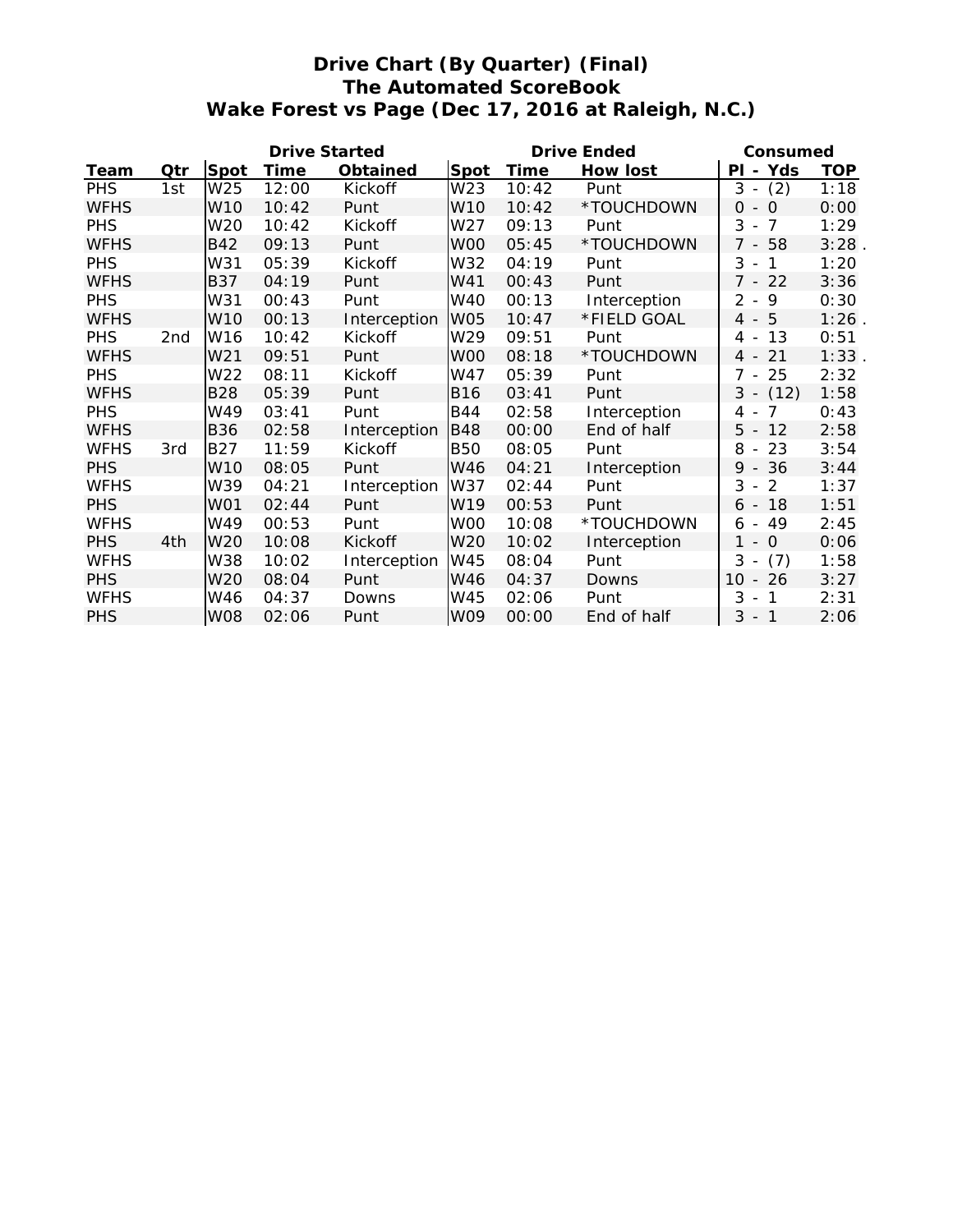# Drive Chart (By Quarter) (Final)
## The Automated ScoreBook
## Wake Forest vs Page (Dec 17, 2016 at Raleigh, N.C.)

| | | Drive Started | | | Drive Ended | | | Consumed | |
|---|---|---|---|---|---|---|---|---|---|
| Team | Qtr | Spot | Time | Obtained | Spot | Time | How lost | Pl - Yds | TOP |
| PHS | 1st | W25 | 12:00 | Kickoff | W23 | 10:42 | Punt | 3 - (2) | 1:18 |
| WFHS | | W10 | 10:42 | Punt | W10 | 10:42 | *TOUCHDOWN | 0 - 0 | 0:00 |
| PHS | | W20 | 10:42 | Kickoff | W27 | 09:13 | Punt | 3 - 7 | 1:29 |
| WFHS | | B42 | 09:13 | Punt | W00 | 05:45 | *TOUCHDOWN | 7 - 58 | 3:28 . |
| PHS | | W31 | 05:39 | Kickoff | W32 | 04:19 | Punt | 3 - 1 | 1:20 |
| WFHS | | B37 | 04:19 | Punt | W41 | 00:43 | Punt | 7 - 22 | 3:36 |
| PHS | | W31 | 00:43 | Punt | W40 | 00:13 | Interception | 2 - 9 | 0:30 |
| WFHS | | W10 | 00:13 | Interception | W05 | 10:47 | *FIELD GOAL | 4 - 5 | 1:26 . |
| PHS | 2nd | W16 | 10:42 | Kickoff | W29 | 09:51 | Punt | 4 - 13 | 0:51 |
| WFHS | | W21 | 09:51 | Punt | W00 | 08:18 | *TOUCHDOWN | 4 - 21 | 1:33 . |
| PHS | | W22 | 08:11 | Kickoff | W47 | 05:39 | Punt | 7 - 25 | 2:32 |
| WFHS | | B28 | 05:39 | Punt | B16 | 03:41 | Punt | 3 - (12) | 1:58 |
| PHS | | W49 | 03:41 | Punt | B44 | 02:58 | Interception | 4 - 7 | 0:43 |
| WFHS | | B36 | 02:58 | Interception | B48 | 00:00 | End of half | 5 - 12 | 2:58 |
| WFHS | 3rd | B27 | 11:59 | Kickoff | B50 | 08:05 | Punt | 8 - 23 | 3:54 |
| PHS | | W10 | 08:05 | Punt | W46 | 04:21 | Interception | 9 - 36 | 3:44 |
| WFHS | | W39 | 04:21 | Interception | W37 | 02:44 | Punt | 3 - 2 | 1:37 |
| PHS | | W01 | 02:44 | Punt | W19 | 00:53 | Punt | 6 - 18 | 1:51 |
| WFHS | | W49 | 00:53 | Punt | W00 | 10:08 | *TOUCHDOWN | 6 - 49 | 2:45 |
| PHS | 4th | W20 | 10:08 | Kickoff | W20 | 10:02 | Interception | 1 - 0 | 0:06 |
| WFHS | | W38 | 10:02 | Interception | W45 | 08:04 | Punt | 3 - (7) | 1:58 |
| PHS | | W20 | 08:04 | Punt | W46 | 04:37 | Downs | 10 - 26 | 3:27 |
| WFHS | | W46 | 04:37 | Downs | W45 | 02:06 | Punt | 3 - 1 | 2:31 |
| PHS | | W08 | 02:06 | Punt | W09 | 00:00 | End of half | 3 - 1 | 2:06 |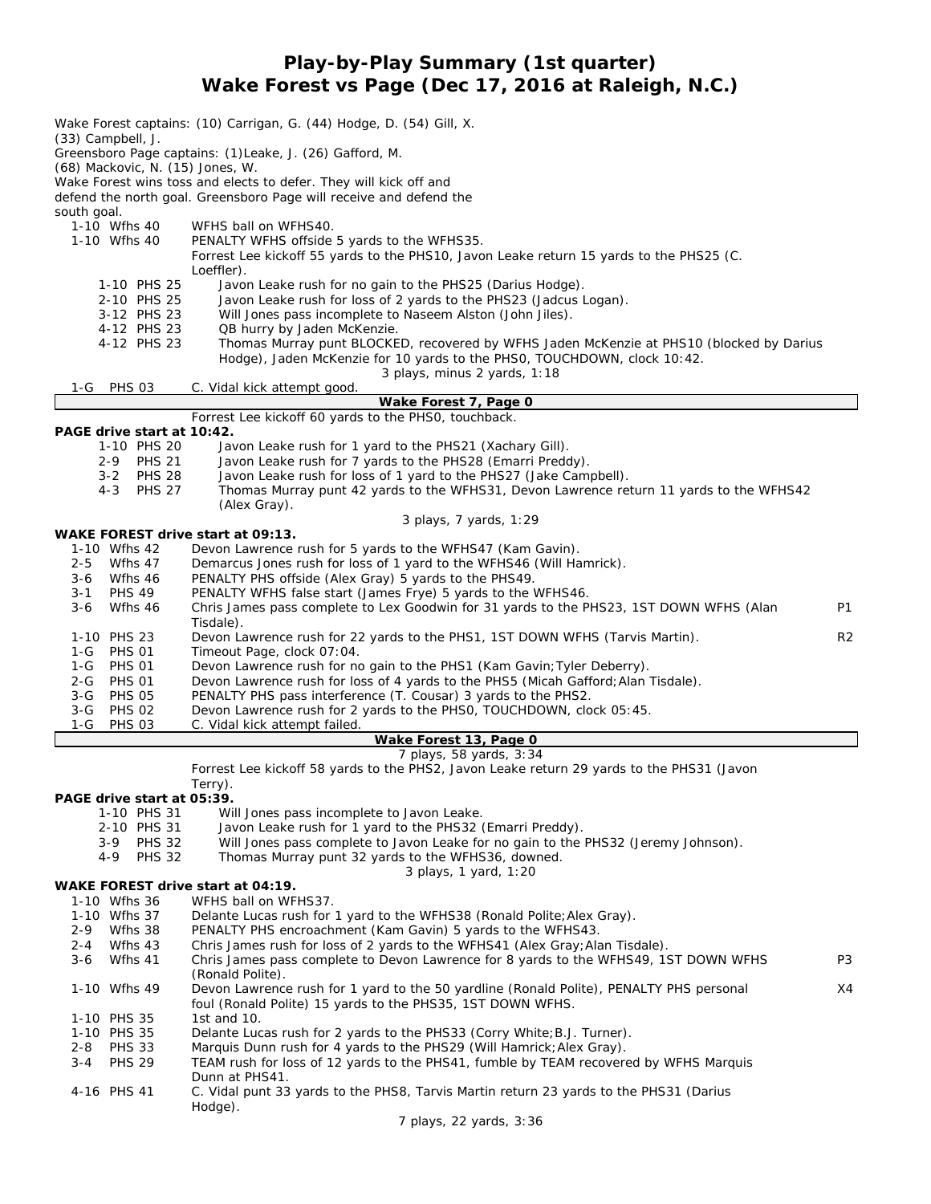# Play-by-Play Summary (1st quarter)
## Wake Forest vs Page (Dec 17, 2016 at Raleigh, N.C.)

Wake Forest captains: (10) Carrigan, G. (44) Hodge, D. (54) Gill, X. (33) Campbell, J.
Greensboro Page captains: (1)Leake, J. (26) Gafford, M. (68) Mackovic, N. (15) Jones, W.
Wake Forest wins toss and elects to defer. They will kick off and defend the north goal. Greensboro Page will receive and defend the south goal.

| | | | |
|---|---|---|---|
| 1-10 Wfhs 40 | WFHS ball on WFHS40. | | |
| 1-10 Wfhs 40 | PENALTY WFHS offside 5 yards to the WFHS35. | | |
| | Forrest Lee kickoff 55 yards to the PHS10, Javon Leake return 15 yards to the PHS25 (C. Loeffler). | | |
| 1-10 PHS 25 | Javon Leake rush for no gain to the PHS25 (Darius Hodge). | | |
| 2-10 PHS 25 | Javon Leake rush for loss of 2 yards to the PHS23 (Jadcus Logan). | | |
| 3-12 PHS 23 | Will Jones pass incomplete to Naseem Alston (John Jiles). | | |
| 4-12 PHS 23 | QB hurry by Jaden McKenzie. | | |
| 4-12 PHS 23 | Thomas Murray punt BLOCKED, recovered by WFHS Jaden McKenzie at PHS10 (blocked by Darius Hodge), Jaden McKenzie for 10 yards to the PHS0, TOUCHDOWN, clock 10:42. | | |
| | 3 plays, minus 2 yards, 1:18 | | |
| 1-G PHS 03 | C. Vidal kick attempt good. | | |
| | **Wake Forest 7, Page 0** | | |
| | Forrest Lee kickoff 60 yards to the PHS0, touchback. | | |

**PAGE drive start at 10:42.**

| | | |
|---|---|---|
| 1-10 PHS 20 | Javon Leake rush for 1 yard to the PHS21 (Xachary Gill). | |
| 2-9 PHS 21 | Javon Leake rush for 7 yards to the PHS28 (Emarri Preddy). | |
| 3-2 PHS 28 | Javon Leake rush for loss of 1 yard to the PHS27 (Jake Campbell). | |
| 4-3 PHS 27 | Thomas Murray punt 42 yards to the WFHS31, Devon Lawrence return 11 yards to the WFHS42 (Alex Gray). | |
| | 3 plays, 7 yards, 1:29 | |

**WAKE FOREST drive start at 09:13.**

| | | |
|---|---|---|
| 1-10 Wfhs 42 | Devon Lawrence rush for 5 yards to the WFHS47 (Kam Gavin). | |
| 2-5 Wfhs 47 | Demarcus Jones rush for loss of 1 yard to the WFHS46 (Will Hamrick). | |
| 3-6 Wfhs 46 | PENALTY PHS offside (Alex Gray) 5 yards to the PHS49. | |
| 3-1 PHS 49 | PENALTY WFHS false start (James Frye) 5 yards to the WFHS46. | |
| 3-6 Wfhs 46 | Chris James pass complete to Lex Goodwin for 31 yards to the PHS23, 1ST DOWN WFHS (Alan Tisdale). | P1 |
| 1-10 PHS 23 | Devon Lawrence rush for 22 yards to the PHS1, 1ST DOWN WFHS (Tarvis Martin). | R2 |
| 1-G PHS 01 | Timeout Page, clock 07:04. | |
| 1-G PHS 01 | Devon Lawrence rush for no gain to the PHS1 (Kam Gavin;Tyler Deberry). | |
| 2-G PHS 01 | Devon Lawrence rush for loss of 4 yards to the PHS5 (Micah Gafford;Alan Tisdale). | |
| 3-G PHS 05 | PENALTY PHS pass interference (T. Cousar) 3 yards to the PHS2. | |
| 3-G PHS 02 | Devon Lawrence rush for 2 yards to the PHS0, TOUCHDOWN, clock 05:45. | |
| 1-G PHS 03 | C. Vidal kick attempt failed. | |
| | **Wake Forest 13, Page 0** | |
| | 7 plays, 58 yards, 3:34 | |
| | Forrest Lee kickoff 58 yards to the PHS2, Javon Leake return 29 yards to the PHS31 (Javon Terry). | |

**PAGE drive start at 05:39.**

| | | |
|---|---|---|
| 1-10 PHS 31 | Will Jones pass incomplete to Javon Leake. | |
| 2-10 PHS 31 | Javon Leake rush for 1 yard to the PHS32 (Emarri Preddy). | |
| 3-9 PHS 32 | Will Jones pass complete to Javon Leake for no gain to the PHS32 (Jeremy Johnson). | |
| 4-9 PHS 32 | Thomas Murray punt 32 yards to the WFHS36, downed. | |
| | 3 plays, 1 yard, 1:20 | |

**WAKE FOREST drive start at 04:19.**

| | | |
|---|---|---|
| 1-10 Wfhs 36 | WFHS ball on WFHS37. | |
| 1-10 Wfhs 37 | Delante Lucas rush for 1 yard to the WFHS38 (Ronald Polite;Alex Gray). | |
| 2-9 Wfhs 38 | PENALTY PHS encroachment (Kam Gavin) 5 yards to the WFHS43. | |
| 2-4 Wfhs 43 | Chris James rush for loss of 2 yards to the WFHS41 (Alex Gray;Alan Tisdale). | |
| 3-6 Wfhs 41 | Chris James pass complete to Devon Lawrence for 8 yards to the WFHS49, 1ST DOWN WFHS (Ronald Polite). | P3 |
| 1-10 Wfhs 49 | Devon Lawrence rush for 1 yard to the 50 yardline (Ronald Polite), PENALTY PHS personal foul (Ronald Polite) 15 yards to the PHS35, 1ST DOWN WFHS. | X4 |
| 1-10 PHS 35 | 1st and 10. | |
| 1-10 PHS 35 | Delante Lucas rush for 2 yards to the PHS33 (Corry White;B.J. Turner). | |
| 2-8 PHS 33 | Marquis Dunn rush for 4 yards to the PHS29 (Will Hamrick;Alex Gray). | |
| 3-4 PHS 29 | TEAM rush for loss of 12 yards to the PHS41, fumble by TEAM recovered by WFHS Marquis Dunn at PHS41. | |
| 4-16 PHS 41 | C. Vidal punt 33 yards to the PHS8, Tarvis Martin return 23 yards to the PHS31 (Darius Hodge). | |
| | 7 plays, 22 yards, 3:36 | |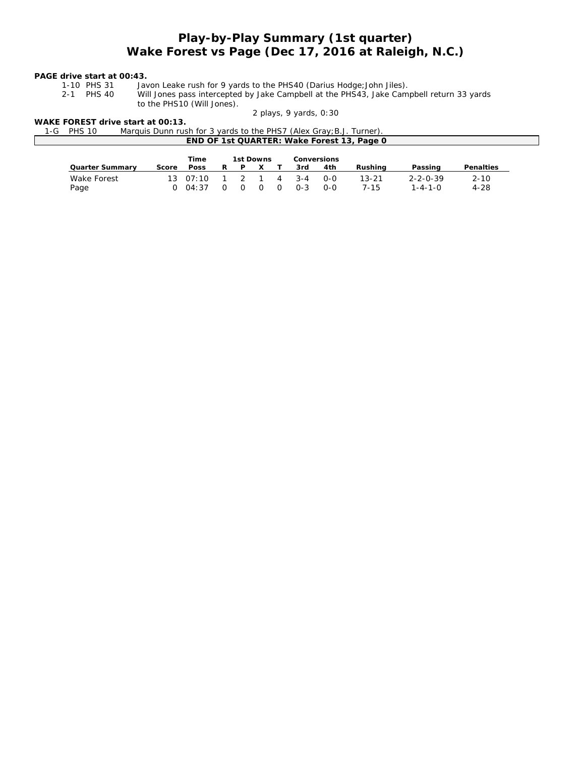# Play-by-Play Summary (1st quarter)
# Wake Forest vs Page (Dec 17, 2016 at Raleigh, N.C.)

**PAGE drive start at 00:43.**

| | | |
|---|---|---|
| 1-10 | PHS 31 | Javon Leake rush for 9 yards to the PHS40 (Darius Hodge;John Jiles). |
| 2-1 | PHS 40 | Will Jones pass intercepted by Jake Campbell at the PHS43, Jake Campbell return 33 yards to the PHS10 (Will Jones). |

2 plays, 9 yards, 0:30

**WAKE FOREST drive start at 00:13.**

| | | |
|---|---|---|
| 1-G | PHS 10 | Marquis Dunn rush for 3 yards to the PHS7 (Alex Gray;B.J. Turner). |

**END OF 1st QUARTER: Wake Forest 13, Page 0**

| Quarter Summary | Score | Time Poss | 1st Downs R | P | X | T | Conversions 3rd | 4th | Rushing | Passing | Penalties |
|---|---|---|---|---|---|---|---|---|---|---|---|
| Wake Forest | 13 | 07:10 | 1 | 2 | 1 | 4 | 3-4 | 0-0 | 13-21 | 2-2-0-39 | 2-10 |
| Page | 0 | 04:37 | 0 | 0 | 0 | 0 | 0-3 | 0-0 | 7-15 | 1-4-1-0 | 4-28 |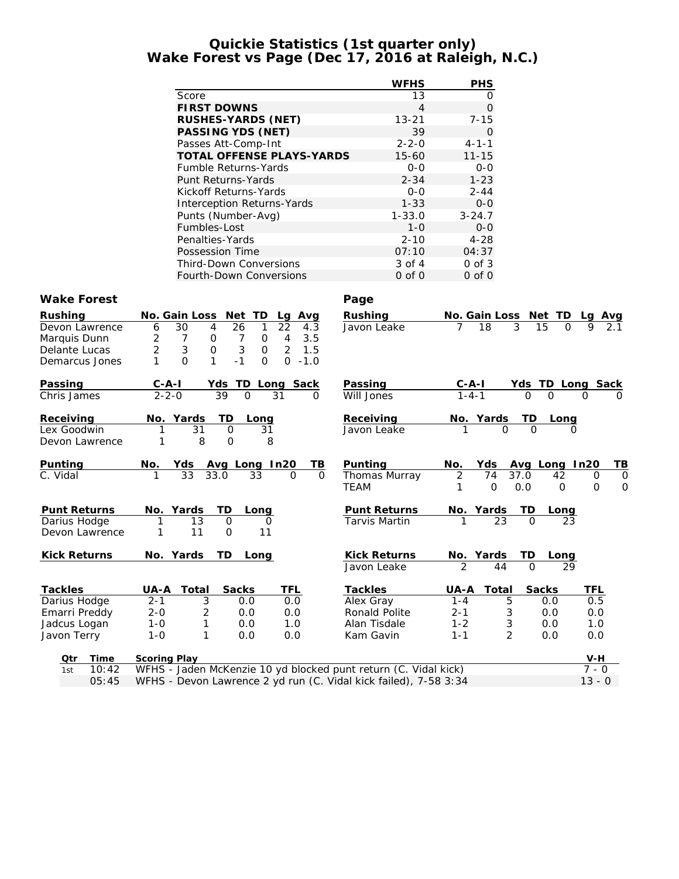# Quickie Statistics (1st quarter only)
# Wake Forest vs Page (Dec 17, 2016 at Raleigh, N.C.)

| | WFHS | PHS |
|---|---|---|
| Score | 13 | 0 |
| **FIRST DOWNS** | 4 | 0 |
| **RUSHES-YARDS (NET)** | 13-21 | 7-15 |
| **PASSING YDS (NET)** | 39 | 0 |
| Passes Att-Comp-Int | 2-2-0 | 4-1-1 |
| **TOTAL OFFENSE PLAYS-YARDS** | 15-60 | 11-15 |
| Fumble Returns-Yards | 0-0 | 0-0 |
| Punt Returns-Yards | 2-34 | 1-23 |
| Kickoff Returns-Yards | 0-0 | 2-44 |
| Interception Returns-Yards | 1-33 | 0-0 |
| Punts (Number-Avg) | 1-33.0 | 3-24.7 |
| Fumbles-Lost | 1-0 | 0-0 |
| Penalties-Yards | 2-10 | 4-28 |
| Possession Time | 07:10 | 04:37 |
| Third-Down Conversions | 3 of 4 | 0 of 3 |
| Fourth-Down Conversions | 0 of 0 | 0 of 0 |

## Wake Forest

| Rushing | No. | Gain | Loss | Net | TD | Lg | Avg |
|---|---|---|---|---|---|---|---|
| Devon Lawrence | 6 | 30 | 4 | 26 | 1 | 22 | 4.3 |
| Marquis Dunn | 2 | 7 | 0 | 7 | 0 | 4 | 3.5 |
| Delante Lucas | 2 | 3 | 0 | 3 | 0 | 2 | 1.5 |
| Demarcus Jones | 1 | 0 | 1 | -1 | 0 | 0 | -1.0 |

| Passing | C-A-I | Yds | TD | Long | Sack |
|---|---|---|---|---|---|
| Chris James | 2-2-0 | 39 | 0 | 31 | 0 |

| Receiving | No. | Yards | TD | Long |
|---|---|---|---|---|
| Lex Goodwin | 1 | 31 | 0 | 31 |
| Devon Lawrence | 1 | 8 | 0 | 8 |

| Punting | No. | Yds | Avg | Long | In20 | TB |
|---|---|---|---|---|---|---|
| C. Vidal | 1 | 33 | 33.0 | 33 | 0 | 0 |

| Punt Returns | No. | Yards | TD | Long |
|---|---|---|---|---|
| Darius Hodge | 1 | 13 | 0 | 0 |
| Devon Lawrence | 1 | 11 | 0 | 11 |

| Kick Returns | No. | Yards | TD | Long |
|---|---|---|---|---|

| Tackles | UA-A | Total | Sacks | TFL |
|---|---|---|---|---|
| Darius Hodge | 2-1 | 3 | 0.0 | 0.0 |
| Emarri Preddy | 2-0 | 2 | 0.0 | 0.0 |
| Jadcus Logan | 1-0 | 1 | 0.0 | 1.0 |
| Javon Terry | 1-0 | 1 | 0.0 | 0.0 |

## Page

| Rushing | No. | Gain | Loss | Net | TD | Lg | Avg |
|---|---|---|---|---|---|---|---|
| Javon Leake | 7 | 18 | 3 | 15 | 0 | 9 | 2.1 |

| Passing | C-A-I | Yds | TD | Long | Sack |
|---|---|---|---|---|---|
| Will Jones | 1-4-1 | 0 | 0 | 0 | 0 |

| Receiving | No. | Yards | TD | Long |
|---|---|---|---|---|
| Javon Leake | 1 | 0 | 0 | 0 |

| Punting | No. | Yds | Avg | Long | In20 | TB |
|---|---|---|---|---|---|---|
| Thomas Murray | 2 | 74 | 37.0 | 42 | 0 | 0 |
| TEAM | 1 | 0 | 0.0 | 0 | 0 | 0 |

| Punt Returns | No. | Yards | TD | Long |
|---|---|---|---|---|
| Tarvis Martin | 1 | 23 | 0 | 23 |

| Kick Returns | No. | Yards | TD | Long |
|---|---|---|---|---|
| Javon Leake | 2 | 44 | 0 | 29 |

| Tackles | UA-A | Total | Sacks | TFL |
|---|---|---|---|---|
| Alex Gray | 1-4 | 5 | 0.0 | 0.5 |
| Ronald Polite | 2-1 | 3 | 0.0 | 0.0 |
| Alan Tisdale | 1-2 | 3 | 0.0 | 1.0 |
| Kam Gavin | 1-1 | 2 | 0.0 | 0.0 |

| Qtr | Time | Scoring Play | V-H |
|---|---|---|---|
| 1st | 10:42 | WFHS - Jaden McKenzie 10 yd blocked punt return (C. Vidal kick) | 7 - 0 |
| | 05:45 | WFHS - Devon Lawrence 2 yd run (C. Vidal kick failed), 7-58 3:34 | 13 - 0 |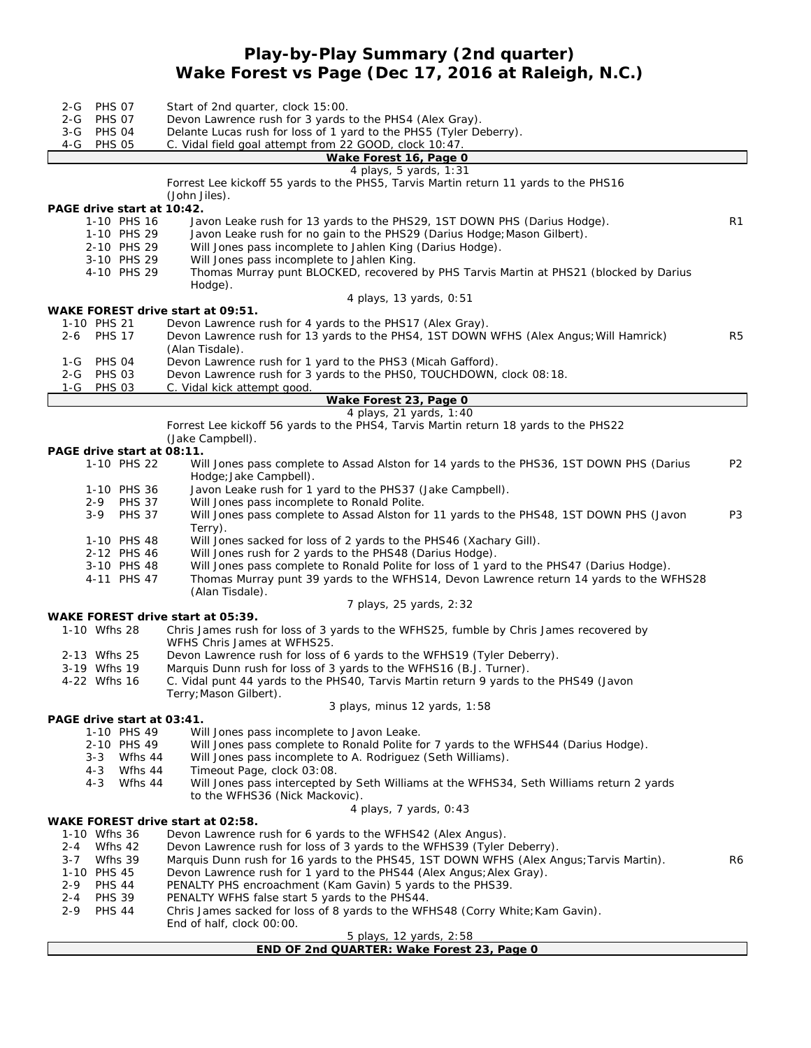# Play-by-Play Summary (2nd quarter)
## Wake Forest vs Page (Dec 17, 2016 at Raleigh, N.C.)

| Down | Spot | Play | |
|---|---|---|---|
| 2-G | PHS 07 | Start of 2nd quarter, clock 15:00. | |
| 2-G | PHS 07 | Devon Lawrence rush for 3 yards to the PHS4 (Alex Gray). | |
| 3-G | PHS 04 | Delante Lucas rush for loss of 1 yard to the PHS5 (Tyler Deberry). | |
| 4-G | PHS 05 | C. Vidal field goal attempt from 22 GOOD, clock 10:47. | |

**Wake Forest 16, Page 0**

4 plays, 5 yards, 1:31

Forrest Lee kickoff 55 yards to the PHS5, Tarvis Martin return 11 yards to the PHS16 (John Jiles).

**PAGE drive start at 10:42.**

| Down | Spot | Play | |
|---|---|---|---|
| 1-10 | PHS 16 | Javon Leake rush for 13 yards to the PHS29, 1ST DOWN PHS (Darius Hodge). | R1 |
| 1-10 | PHS 29 | Javon Leake rush for no gain to the PHS29 (Darius Hodge;Mason Gilbert). | |
| 2-10 | PHS 29 | Will Jones pass incomplete to Jahlen King (Darius Hodge). | |
| 3-10 | PHS 29 | Will Jones pass incomplete to Jahlen King. | |
| 4-10 | PHS 29 | Thomas Murray punt BLOCKED, recovered by PHS Tarvis Martin at PHS21 (blocked by Darius Hodge). | |

4 plays, 13 yards, 0:51

**WAKE FOREST drive start at 09:51.**

| Down | Spot | Play | |
|---|---|---|---|
| 1-10 | PHS 21 | Devon Lawrence rush for 4 yards to the PHS17 (Alex Gray). | |
| 2-6 | PHS 17 | Devon Lawrence rush for 13 yards to the PHS4, 1ST DOWN WFHS (Alex Angus;Will Hamrick) (Alan Tisdale). | R5 |
| 1-G | PHS 04 | Devon Lawrence rush for 1 yard to the PHS3 (Micah Gafford). | |
| 2-G | PHS 03 | Devon Lawrence rush for 3 yards to the PHS0, TOUCHDOWN, clock 08:18. | |
| 1-G | PHS 03 | C. Vidal kick attempt good. | |

**Wake Forest 23, Page 0**

4 plays, 21 yards, 1:40

Forrest Lee kickoff 56 yards to the PHS4, Tarvis Martin return 18 yards to the PHS22 (Jake Campbell).

**PAGE drive start at 08:11.**

| Down | Spot | Play | |
|---|---|---|---|
| 1-10 | PHS 22 | Will Jones pass complete to Assad Alston for 14 yards to the PHS36, 1ST DOWN PHS (Darius Hodge;Jake Campbell). | P2 |
| 1-10 | PHS 36 | Javon Leake rush for 1 yard to the PHS37 (Jake Campbell). | |
| 2-9 | PHS 37 | Will Jones pass incomplete to Ronald Polite. | |
| 3-9 | PHS 37 | Will Jones pass complete to Assad Alston for 11 yards to the PHS48, 1ST DOWN PHS (Javon Terry). | P3 |
| 1-10 | PHS 48 | Will Jones sacked for loss of 2 yards to the PHS46 (Xachary Gill). | |
| 2-12 | PHS 46 | Will Jones rush for 2 yards to the PHS48 (Darius Hodge). | |
| 3-10 | PHS 48 | Will Jones pass complete to Ronald Polite for loss of 1 yard to the PHS47 (Darius Hodge). | |
| 4-11 | PHS 47 | Thomas Murray punt 39 yards to the WFHS14, Devon Lawrence return 14 yards to the WFHS28 (Alan Tisdale). | |

7 plays, 25 yards, 2:32

**WAKE FOREST drive start at 05:39.**

| Down | Spot | Play | |
|---|---|---|---|
| 1-10 | Wfhs 28 | Chris James rush for loss of 3 yards to the WFHS25, fumble by Chris James recovered by WFHS Chris James at WFHS25. | |
| 2-13 | Wfhs 25 | Devon Lawrence rush for loss of 6 yards to the WFHS19 (Tyler Deberry). | |
| 3-19 | Wfhs 19 | Marquis Dunn rush for loss of 3 yards to the WFHS16 (B.J. Turner). | |
| 4-22 | Wfhs 16 | C. Vidal punt 44 yards to the PHS40, Tarvis Martin return 9 yards to the PHS49 (Javon Terry;Mason Gilbert). | |

3 plays, minus 12 yards, 1:58

**PAGE drive start at 03:41.**

| Down | Spot | Play | |
|---|---|---|---|
| 1-10 | PHS 49 | Will Jones pass incomplete to Javon Leake. | |
| 2-10 | PHS 49 | Will Jones pass complete to Ronald Polite for 7 yards to the WFHS44 (Darius Hodge). | |
| 3-3 | Wfhs 44 | Will Jones pass incomplete to A. Rodriguez (Seth Williams). | |
| 4-3 | Wfhs 44 | Timeout Page, clock 03:08. | |
| 4-3 | Wfhs 44 | Will Jones pass intercepted by Seth Williams at the WFHS34, Seth Williams return 2 yards to the WFHS36 (Nick Mackovic). | |

4 plays, 7 yards, 0:43

**WAKE FOREST drive start at 02:58.**

| Down | Spot | Play | |
|---|---|---|---|
| 1-10 | Wfhs 36 | Devon Lawrence rush for 6 yards to the WFHS42 (Alex Angus). | |
| 2-4 | Wfhs 42 | Devon Lawrence rush for loss of 3 yards to the WFHS39 (Tyler Deberry). | |
| 3-7 | Wfhs 39 | Marquis Dunn rush for 16 yards to the PHS45, 1ST DOWN WFHS (Alex Angus;Tarvis Martin). | R6 |
| 1-10 | PHS 45 | Devon Lawrence rush for 1 yard to the PHS44 (Alex Angus;Alex Gray). | |
| 2-9 | PHS 44 | PENALTY PHS encroachment (Kam Gavin) 5 yards to the PHS39. | |
| 2-4 | PHS 39 | PENALTY WFHS false start 5 yards to the PHS44. | |
| 2-9 | PHS 44 | Chris James sacked for loss of 8 yards to the WFHS48 (Corry White;Kam Gavin). End of half, clock 00:00. | |

5 plays, 12 yards, 2:58

**END OF 2nd QUARTER: Wake Forest 23, Page 0**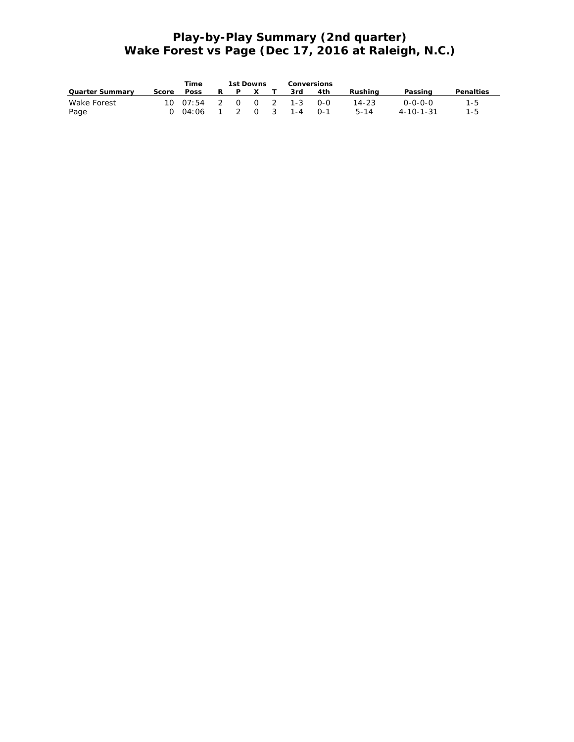# Play-by-Play Summary (2nd quarter)
# Wake Forest vs Page (Dec 17, 2016 at Raleigh, N.C.)

| | | Time | 1st Downs | | | | Conversions | | | | |
|---|---|---|---|---|---|---|---|---|---|---|---|
| **Quarter Summary** | **Score** | **Poss** | **R** | **P** | **X** | **T** | **3rd** | **4th** | **Rushing** | **Passing** | **Penalties** |
| Wake Forest | 10 | 07:54 | 2 | 0 | 0 | 2 | 1-3 | 0-0 | 14-23 | 0-0-0-0 | 1-5 |
| Page | 0 | 04:06 | 1 | 2 | 0 | 3 | 1-4 | 0-1 | 5-14 | 4-10-1-31 | 1-5 |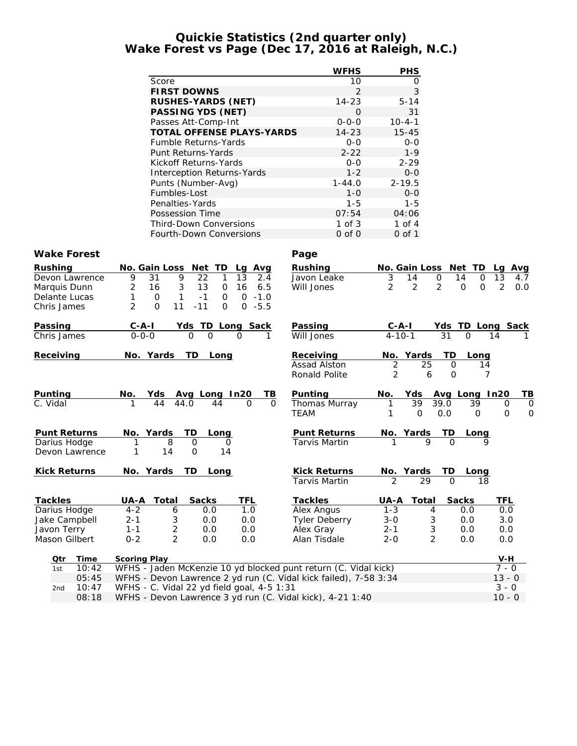# Quickie Statistics (2nd quarter only)
## Wake Forest vs Page (Dec 17, 2016 at Raleigh, N.C.)

| | WFHS | PHS |
|---|---|---|
| Score | 10 | 0 |
| **FIRST DOWNS** | 2 | 3 |
| **RUSHES-YARDS (NET)** | 14-23 | 5-14 |
| **PASSING YDS (NET)** | 0 | 31 |
| Passes Att-Comp-Int | 0-0-0 | 10-4-1 |
| **TOTAL OFFENSE PLAYS-YARDS** | 14-23 | 15-45 |
| Fumble Returns-Yards | 0-0 | 0-0 |
| Punt Returns-Yards | 2-22 | 1-9 |
| Kickoff Returns-Yards | 0-0 | 2-29 |
| Interception Returns-Yards | 1-2 | 0-0 |
| Punts (Number-Avg) | 1-44.0 | 2-19.5 |
| Fumbles-Lost | 1-0 | 0-0 |
| Penalties-Yards | 1-5 | 1-5 |
| Possession Time | 07:54 | 04:06 |
| Third-Down Conversions | 1 of 3 | 1 of 4 |
| Fourth-Down Conversions | 0 of 0 | 0 of 1 |

### Wake Forest

| Rushing | No. | Gain | Loss | Net | TD | Lg | Avg |
|---|---|---|---|---|---|---|---|
| Devon Lawrence | 9 | 31 | 9 | 22 | 1 | 13 | 2.4 |
| Marquis Dunn | 2 | 16 | 3 | 13 | 0 | 16 | 6.5 |
| Delante Lucas | 1 | 0 | 1 | -1 | 0 | 0 | -1.0 |
| Chris James | 2 | 0 | 11 | -11 | 0 | 0 | -5.5 |

| Passing | C-A-I | Yds | TD | Long | Sack |
|---|---|---|---|---|---|
| Chris James | 0-0-0 | 0 | 0 | 0 | 1 |

| Receiving | No. | Yards | TD | Long |
|---|---|---|---|---|

| Punting | No. | Yds | Avg | Long | In20 | TB |
|---|---|---|---|---|---|---|
| C. Vidal | 1 | 44 | 44.0 | 44 | 0 | 0 |

| Punt Returns | No. | Yards | TD | Long |
|---|---|---|---|---|
| Darius Hodge | 1 | 8 | 0 | 0 |
| Devon Lawrence | 1 | 14 | 0 | 14 |

| Kick Returns | No. | Yards | TD | Long |
|---|---|---|---|---|

| Tackles | UA-A | Total | Sacks | TFL |
|---|---|---|---|---|
| Darius Hodge | 4-2 | 6 | 0.0 | 1.0 |
| Jake Campbell | 2-1 | 3 | 0.0 | 0.0 |
| Javon Terry | 1-1 | 2 | 0.0 | 0.0 |
| Mason Gilbert | 0-2 | 2 | 0.0 | 0.0 |

### Page

| Rushing | No. | Gain | Loss | Net | TD | Lg | Avg |
|---|---|---|---|---|---|---|---|
| Javon Leake | 3 | 14 | 0 | 14 | 0 | 13 | 4.7 |
| Will Jones | 2 | 2 | 2 | 0 | 0 | 2 | 0.0 |

| Passing | C-A-I | Yds | TD | Long | Sack |
|---|---|---|---|---|---|
| Will Jones | 4-10-1 | 31 | 0 | 14 | 1 |

| Receiving | No. | Yards | TD | Long |
|---|---|---|---|---|
| Assad Alston | 2 | 25 | 0 | 14 |
| Ronald Polite | 2 | 6 | 0 | 7 |

| Punting | No. | Yds | Avg | Long | In20 | TB |
|---|---|---|---|---|---|---|
| Thomas Murray | 1 | 39 | 39.0 | 39 | 0 | 0 |
| TEAM | 1 | 0 | 0.0 | 0 | 0 | 0 |

| Punt Returns | No. | Yards | TD | Long |
|---|---|---|---|---|
| Tarvis Martin | 1 | 9 | 0 | 9 |

| Kick Returns | No. | Yards | TD | Long |
|---|---|---|---|---|
| Tarvis Martin | 2 | 29 | 0 | 18 |

| Tackles | UA-A | Total | Sacks | TFL |
|---|---|---|---|---|
| Alex Angus | 1-3 | 4 | 0.0 | 0.0 |
| Tyler Deberry | 3-0 | 3 | 0.0 | 3.0 |
| Alex Gray | 2-1 | 3 | 0.0 | 0.0 |
| Alan Tisdale | 2-0 | 2 | 0.0 | 0.0 |

| Qtr | Time | Scoring Play | V-H |
|---|---|---|---|
| 1st | 10:42 | WFHS - Jaden McKenzie 10 yd blocked punt return (C. Vidal kick) | 7 - 0 |
| | 05:45 | WFHS - Devon Lawrence 2 yd run (C. Vidal kick failed), 7-58 3:34 | 13 - 0 |
| 2nd | 10:47 | WFHS - C. Vidal 22 yd field goal, 4-5 1:31 | 3 - 0 |
| | 08:18 | WFHS - Devon Lawrence 3 yd run (C. Vidal kick), 4-21 1:40 | 10 - 0 |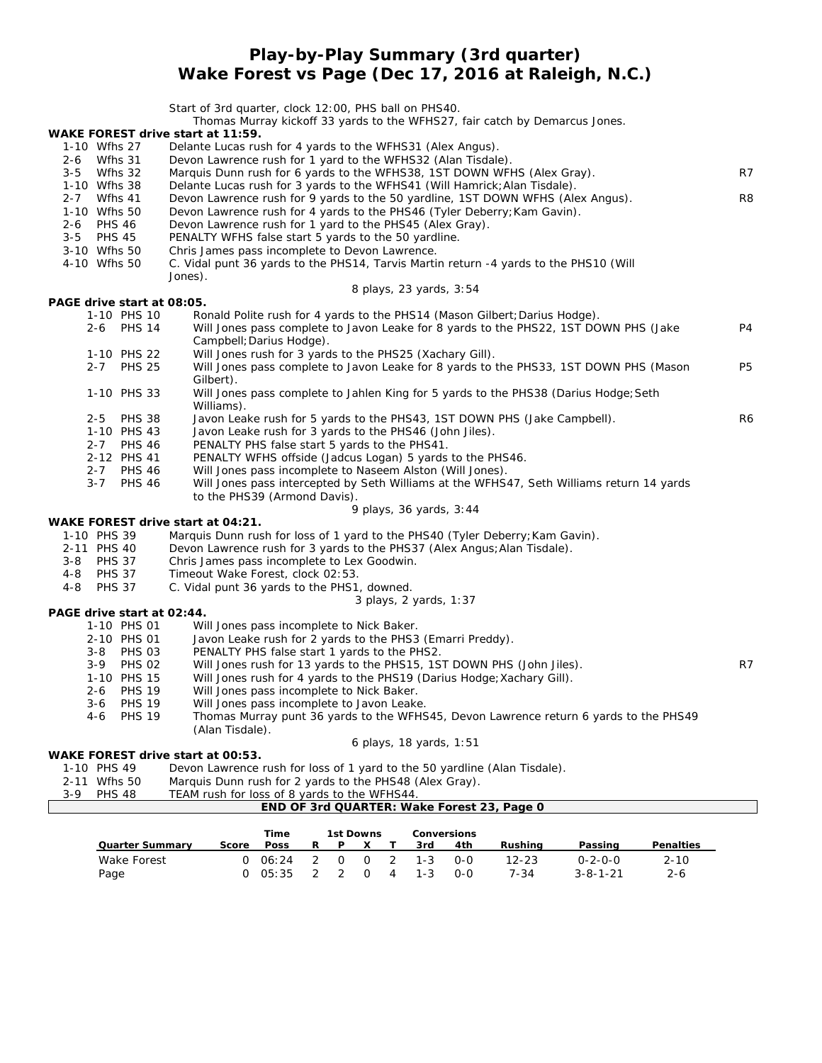# Play-by-Play Summary (3rd quarter)
## Wake Forest vs Page (Dec 17, 2016 at Raleigh, N.C.)

Start of 3rd quarter, clock 12:00, PHS ball on PHS40.
Thomas Murray kickoff 33 yards to the WFHS27, fair catch by Demarcus Jones.

**WAKE FOREST drive start at 11:59.**

| Down | Play | |
|---|---|---|
| 1-10 Wfhs 27 | Delante Lucas rush for 4 yards to the WFHS31 (Alex Angus). | |
| 2-6 Wfhs 31 | Devon Lawrence rush for 1 yard to the WFHS32 (Alan Tisdale). | |
| 3-5 Wfhs 32 | Marquis Dunn rush for 6 yards to the WFHS38, 1ST DOWN WFHS (Alex Gray). | R7 |
| 1-10 Wfhs 38 | Delante Lucas rush for 3 yards to the WFHS41 (Will Hamrick;Alan Tisdale). | |
| 2-7 Wfhs 41 | Devon Lawrence rush for 9 yards to the 50 yardline, 1ST DOWN WFHS (Alex Angus). | R8 |
| 1-10 Wfhs 50 | Devon Lawrence rush for 4 yards to the PHS46 (Tyler Deberry;Kam Gavin). | |
| 2-6 PHS 46 | Devon Lawrence rush for 1 yard to the PHS45 (Alex Gray). | |
| 3-5 PHS 45 | PENALTY WFHS false start 5 yards to the 50 yardline. | |
| 3-10 Wfhs 50 | Chris James pass incomplete to Devon Lawrence. | |
| 4-10 Wfhs 50 | C. Vidal punt 36 yards to the PHS14, Tarvis Martin return -4 yards to the PHS10 (Will Jones). | |

8 plays, 23 yards, 3:54

**PAGE drive start at 08:05.**

| Down | Play | |
|---|---|---|
| 1-10 PHS 10 | Ronald Polite rush for 4 yards to the PHS14 (Mason Gilbert;Darius Hodge). | |
| 2-6 PHS 14 | Will Jones pass complete to Javon Leake for 8 yards to the PHS22, 1ST DOWN PHS (Jake Campbell;Darius Hodge). | P4 |
| 1-10 PHS 22 | Will Jones rush for 3 yards to the PHS25 (Xachary Gill). | |
| 2-7 PHS 25 | Will Jones pass complete to Javon Leake for 8 yards to the PHS33, 1ST DOWN PHS (Mason Gilbert). | P5 |
| 1-10 PHS 33 | Will Jones pass complete to Jahlen King for 5 yards to the PHS38 (Darius Hodge;Seth Williams). | |
| 2-5 PHS 38 | Javon Leake rush for 5 yards to the PHS43, 1ST DOWN PHS (Jake Campbell). | R6 |
| 1-10 PHS 43 | Javon Leake rush for 3 yards to the PHS46 (John Jiles). | |
| 2-7 PHS 46 | PENALTY PHS false start 5 yards to the PHS41. | |
| 2-12 PHS 41 | PENALTY WFHS offside (Jadcus Logan) 5 yards to the PHS46. | |
| 2-7 PHS 46 | Will Jones pass incomplete to Naseem Alston (Will Jones). | |
| 3-7 PHS 46 | Will Jones pass intercepted by Seth Williams at the WFHS47, Seth Williams return 14 yards to the PHS39 (Armond Davis). | |

9 plays, 36 yards, 3:44

**WAKE FOREST drive start at 04:21.**

| Down | Play |
|---|---|
| 1-10 PHS 39 | Marquis Dunn rush for loss of 1 yard to the PHS40 (Tyler Deberry;Kam Gavin). |
| 2-11 PHS 40 | Devon Lawrence rush for 3 yards to the PHS37 (Alex Angus;Alan Tisdale). |
| 3-8 PHS 37 | Chris James pass incomplete to Lex Goodwin. |
| 4-8 PHS 37 | Timeout Wake Forest, clock 02:53. |
| 4-8 PHS 37 | C. Vidal punt 36 yards to the PHS1, downed. |

3 plays, 2 yards, 1:37

**PAGE drive start at 02:44.**

| Down | Play | |
|---|---|---|
| 1-10 PHS 01 | Will Jones pass incomplete to Nick Baker. | |
| 2-10 PHS 01 | Javon Leake rush for 2 yards to the PHS3 (Emarri Preddy). | |
| 3-8 PHS 03 | PENALTY PHS false start 1 yards to the PHS2. | |
| 3-9 PHS 02 | Will Jones rush for 13 yards to the PHS15, 1ST DOWN PHS (John Jiles). | R7 |
| 1-10 PHS 15 | Will Jones rush for 4 yards to the PHS19 (Darius Hodge;Xachary Gill). | |
| 2-6 PHS 19 | Will Jones pass incomplete to Nick Baker. | |
| 3-6 PHS 19 | Will Jones pass incomplete to Javon Leake. | |
| 4-6 PHS 19 | Thomas Murray punt 36 yards to the WFHS45, Devon Lawrence return 6 yards to the PHS49 (Alan Tisdale). | |

6 plays, 18 yards, 1:51

**WAKE FOREST drive start at 00:53.**

| Down | Play |
|---|---|
| 1-10 PHS 49 | Devon Lawrence rush for loss of 1 yard to the 50 yardline (Alan Tisdale). |
| 2-11 Wfhs 50 | Marquis Dunn rush for 2 yards to the PHS48 (Alex Gray). |
| 3-9 PHS 48 | TEAM rush for loss of 8 yards to the WFHS44. |

**END OF 3rd QUARTER: Wake Forest 23, Page 0**

| Quarter Summary | Score | Time Poss | 1st Downs R | P | X | T | Conversions 3rd | 4th | Rushing | Passing | Penalties |
|---|---|---|---|---|---|---|---|---|---|---|---|
| Wake Forest | 0 | 06:24 | 2 | 0 | 0 | 2 | 1-3 | 0-0 | 12-23 | 0-2-0-0 | 2-10 |
| Page | 0 | 05:35 | 2 | 2 | 0 | 4 | 1-3 | 0-0 | 7-34 | 3-8-1-21 | 2-6 |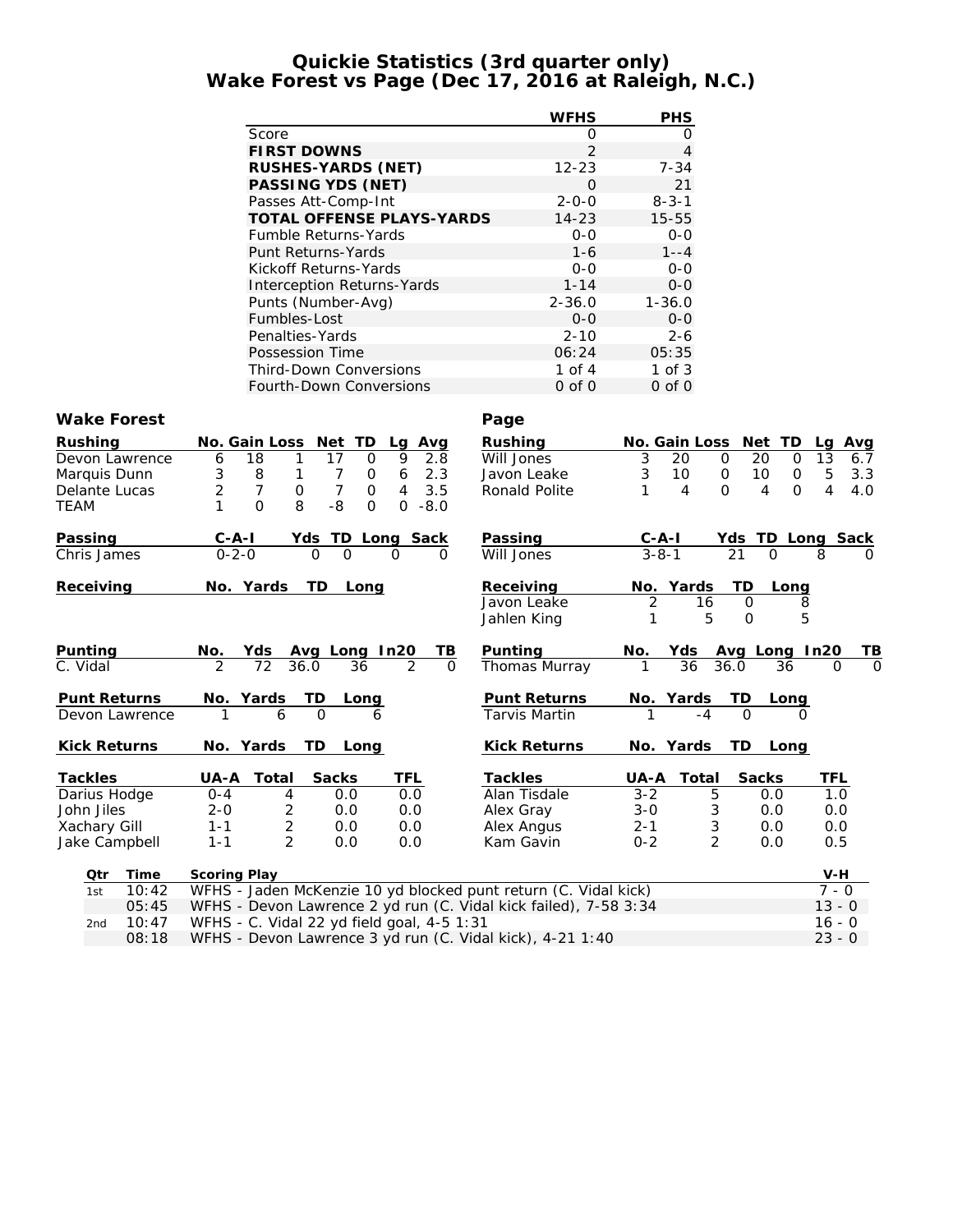# Quickie Statistics (3rd quarter only)
## Wake Forest vs Page (Dec 17, 2016 at Raleigh, N.C.)

| | WFHS | PHS |
|---|---|---|
| Score | 0 | 0 |
| **FIRST DOWNS** | 2 | 4 |
| **RUSHES-YARDS (NET)** | 12-23 | 7-34 |
| **PASSING YDS (NET)** | 0 | 21 |
| Passes Att-Comp-Int | 2-0-0 | 8-3-1 |
| **TOTAL OFFENSE PLAYS-YARDS** | 14-23 | 15-55 |
| Fumble Returns-Yards | 0-0 | 0-0 |
| Punt Returns-Yards | 1-6 | 1--4 |
| Kickoff Returns-Yards | 0-0 | 0-0 |
| Interception Returns-Yards | 1-14 | 0-0 |
| Punts (Number-Avg) | 2-36.0 | 1-36.0 |
| Fumbles-Lost | 0-0 | 0-0 |
| Penalties-Yards | 2-10 | 2-6 |
| Possession Time | 06:24 | 05:35 |
| Third-Down Conversions | 1 of 4 | 1 of 3 |
| Fourth-Down Conversions | 0 of 0 | 0 of 0 |

### Wake Forest

| Rushing | No. | Gain | Loss | Net | TD | Lg | Avg |
|---|---|---|---|---|---|---|---|
| Devon Lawrence | 6 | 18 | 1 | 17 | 0 | 9 | 2.8 |
| Marquis Dunn | 3 | 8 | 1 | 7 | 0 | 6 | 2.3 |
| Delante Lucas | 2 | 7 | 0 | 7 | 0 | 4 | 3.5 |
| TEAM | 1 | 0 | 8 | -8 | 0 | 0 | -8.0 |

| Passing | C-A-I | Yds | TD | Long | Sack |
|---|---|---|---|---|---|
| Chris James | 0-2-0 | 0 | 0 | 0 | 0 |

| Receiving | No. | Yards | TD | Long |
|---|---|---|---|---|

| Punting | No. | Yds | Avg | Long | In20 | TB |
|---|---|---|---|---|---|---|
| C. Vidal | 2 | 72 | 36.0 | 36 | 2 | 0 |

| Punt Returns | No. | Yards | TD | Long |
|---|---|---|---|---|
| Devon Lawrence | 1 | 6 | 0 | 6 |

| Kick Returns | No. | Yards | TD | Long |
|---|---|---|---|---|

| Tackles | UA-A | Total | Sacks | TFL |
|---|---|---|---|---|
| Darius Hodge | 0-4 | 4 | 0.0 | 0.0 |
| John Jiles | 2-0 | 2 | 0.0 | 0.0 |
| Xachary Gill | 1-1 | 2 | 0.0 | 0.0 |
| Jake Campbell | 1-1 | 2 | 0.0 | 0.0 |

### Page

| Rushing | No. | Gain | Loss | Net | TD | Lg | Avg |
|---|---|---|---|---|---|---|---|
| Will Jones | 3 | 20 | 0 | 20 | 0 | 13 | 6.7 |
| Javon Leake | 3 | 10 | 0 | 10 | 0 | 5 | 3.3 |
| Ronald Polite | 1 | 4 | 0 | 4 | 0 | 4 | 4.0 |

| Passing | C-A-I | Yds | TD | Long | Sack |
|---|---|---|---|---|---|
| Will Jones | 3-8-1 | 21 | 0 | 8 | 0 |

| Receiving | No. | Yards | TD | Long |
|---|---|---|---|---|
| Javon Leake | 2 | 16 | 0 | 8 |
| Jahlen King | 1 | 5 | 0 | 5 |

| Punting | No. | Yds | Avg | Long | In20 | TB |
|---|---|---|---|---|---|---|
| Thomas Murray | 1 | 36 | 36.0 | 36 | 0 | 0 |

| Punt Returns | No. | Yards | TD | Long |
|---|---|---|---|---|
| Tarvis Martin | 1 | -4 | 0 | 0 |

| Kick Returns | No. | Yards | TD | Long |
|---|---|---|---|---|

| Tackles | UA-A | Total | Sacks | TFL |
|---|---|---|---|---|
| Alan Tisdale | 3-2 | 5 | 0.0 | 1.0 |
| Alex Gray | 3-0 | 3 | 0.0 | 0.0 |
| Alex Angus | 2-1 | 3 | 0.0 | 0.0 |
| Kam Gavin | 0-2 | 2 | 0.0 | 0.5 |

| Qtr | Time | Scoring Play | V-H |
|---|---|---|---|
| 1st | 10:42 | WFHS - Jaden McKenzie 10 yd blocked punt return (C. Vidal kick) | 7 - 0 |
| | 05:45 | WFHS - Devon Lawrence 2 yd run (C. Vidal kick failed), 7-58 3:34 | 13 - 0 |
| 2nd | 10:47 | WFHS - C. Vidal 22 yd field goal, 4-5 1:31 | 16 - 0 |
| | 08:18 | WFHS - Devon Lawrence 3 yd run (C. Vidal kick), 4-21 1:40 | 23 - 0 |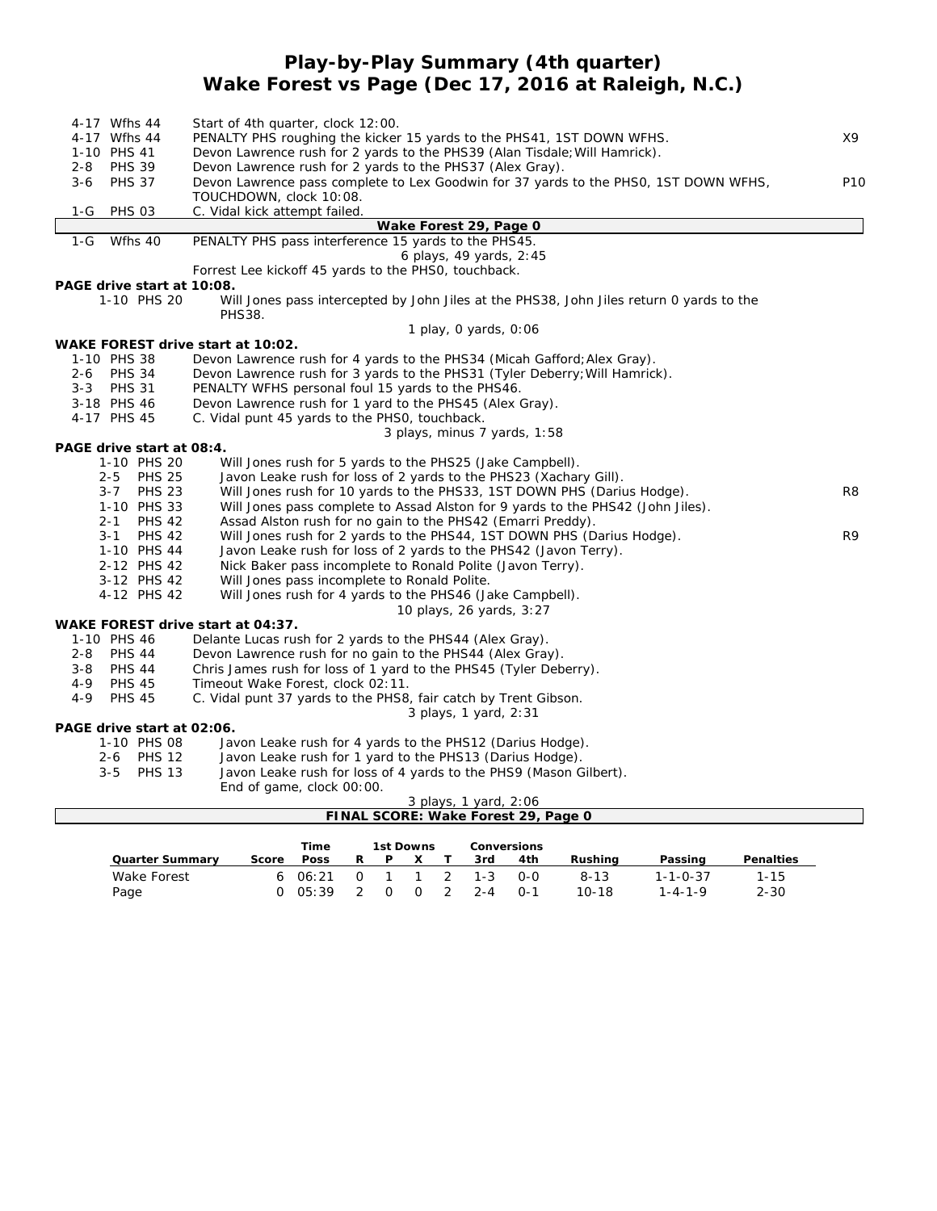# Play-by-Play Summary (4th quarter)
## Wake Forest vs Page (Dec 17, 2016 at Raleigh, N.C.)

| | | | |
|---|---|---|---|
| 4-17 | Wfhs 44 | Start of 4th quarter, clock 12:00. | |
| 4-17 | Wfhs 44 | PENALTY PHS roughing the kicker 15 yards to the PHS41, 1ST DOWN WFHS. | X9 |
| 1-10 | PHS 41 | Devon Lawrence rush for 2 yards to the PHS39 (Alan Tisdale;Will Hamrick). | |
| 2-8 | PHS 39 | Devon Lawrence rush for 2 yards to the PHS37 (Alex Gray). | |
| 3-6 | PHS 37 | Devon Lawrence pass complete to Lex Goodwin for 37 yards to the PHS0, 1ST DOWN WFHS, TOUCHDOWN, clock 10:08. | P10 |
| 1-G | PHS 03 | C. Vidal kick attempt failed. | |

**Wake Forest 29, Page 0**

| | | | |
|---|---|---|---|
| 1-G | Wfhs 40 | PENALTY PHS pass interference 15 yards to the PHS45. | |
| | | 6 plays, 49 yards, 2:45 | |
| | | Forrest Lee kickoff 45 yards to the PHS0, touchback. | |

**PAGE drive start at 10:08.**

| | | | |
|---|---|---|---|
| 1-10 | PHS 20 | Will Jones pass intercepted by John Jiles at the PHS38, John Jiles return 0 yards to the PHS38. | |
| | | 1 play, 0 yards, 0:06 | |

**WAKE FOREST drive start at 10:02.**

| | | | |
|---|---|---|---|
| 1-10 | PHS 38 | Devon Lawrence rush for 4 yards to the PHS34 (Micah Gafford;Alex Gray). | |
| 2-6 | PHS 34 | Devon Lawrence rush for 3 yards to the PHS31 (Tyler Deberry;Will Hamrick). | |
| 3-3 | PHS 31 | PENALTY WFHS personal foul 15 yards to the PHS46. | |
| 3-18 | PHS 46 | Devon Lawrence rush for 1 yard to the PHS45 (Alex Gray). | |
| 4-17 | PHS 45 | C. Vidal punt 45 yards to the PHS0, touchback. | |
| | | 3 plays, minus 7 yards, 1:58 | |

**PAGE drive start at 08:4.**

| | | | |
|---|---|---|---|
| 1-10 | PHS 20 | Will Jones rush for 5 yards to the PHS25 (Jake Campbell). | |
| 2-5 | PHS 25 | Javon Leake rush for loss of 2 yards to the PHS23 (Xachary Gill). | |
| 3-7 | PHS 23 | Will Jones rush for 10 yards to the PHS33, 1ST DOWN PHS (Darius Hodge). | R8 |
| 1-10 | PHS 33 | Will Jones pass complete to Assad Alston for 9 yards to the PHS42 (John Jiles). | |
| 2-1 | PHS 42 | Assad Alston rush for no gain to the PHS42 (Emarri Preddy). | |
| 3-1 | PHS 42 | Will Jones rush for 2 yards to the PHS44, 1ST DOWN PHS (Darius Hodge). | R9 |
| 1-10 | PHS 44 | Javon Leake rush for loss of 2 yards to the PHS42 (Javon Terry). | |
| 2-12 | PHS 42 | Nick Baker pass incomplete to Ronald Polite (Javon Terry). | |
| 3-12 | PHS 42 | Will Jones pass incomplete to Ronald Polite. | |
| 4-12 | PHS 42 | Will Jones rush for 4 yards to the PHS46 (Jake Campbell). | |
| | | 10 plays, 26 yards, 3:27 | |

**WAKE FOREST drive start at 04:37.**

| | | | |
|---|---|---|---|
| 1-10 | PHS 46 | Delante Lucas rush for 2 yards to the PHS44 (Alex Gray). | |
| 2-8 | PHS 44 | Devon Lawrence rush for no gain to the PHS44 (Alex Gray). | |
| 3-8 | PHS 44 | Chris James rush for loss of 1 yard to the PHS45 (Tyler Deberry). | |
| 4-9 | PHS 45 | Timeout Wake Forest, clock 02:11. | |
| 4-9 | PHS 45 | C. Vidal punt 37 yards to the PHS8, fair catch by Trent Gibson. | |
| | | 3 plays, 1 yard, 2:31 | |

**PAGE drive start at 02:06.**

| | | | |
|---|---|---|---|
| 1-10 | PHS 08 | Javon Leake rush for 4 yards to the PHS12 (Darius Hodge). | |
| 2-6 | PHS 12 | Javon Leake rush for 1 yard to the PHS13 (Darius Hodge). | |
| 3-5 | PHS 13 | Javon Leake rush for loss of 4 yards to the PHS9 (Mason Gilbert). | |
| | | End of game, clock 00:00. | |
| | | 3 plays, 1 yard, 2:06 | |

**FINAL SCORE: Wake Forest 29, Page 0**

| Quarter Summary | Score | Time Poss | 1st Downs R | P | X | T | Conversions 3rd | 4th | Rushing | Passing | Penalties |
|---|---|---|---|---|---|---|---|---|---|---|---|
| Wake Forest | 6 | 06:21 | 0 | 1 | 1 | 2 | 1-3 | 0-0 | 8-13 | 1-1-0-37 | 1-15 |
| Page | 0 | 05:39 | 2 | 0 | 0 | 2 | 2-4 | 0-1 | 10-18 | 1-4-1-9 | 2-30 |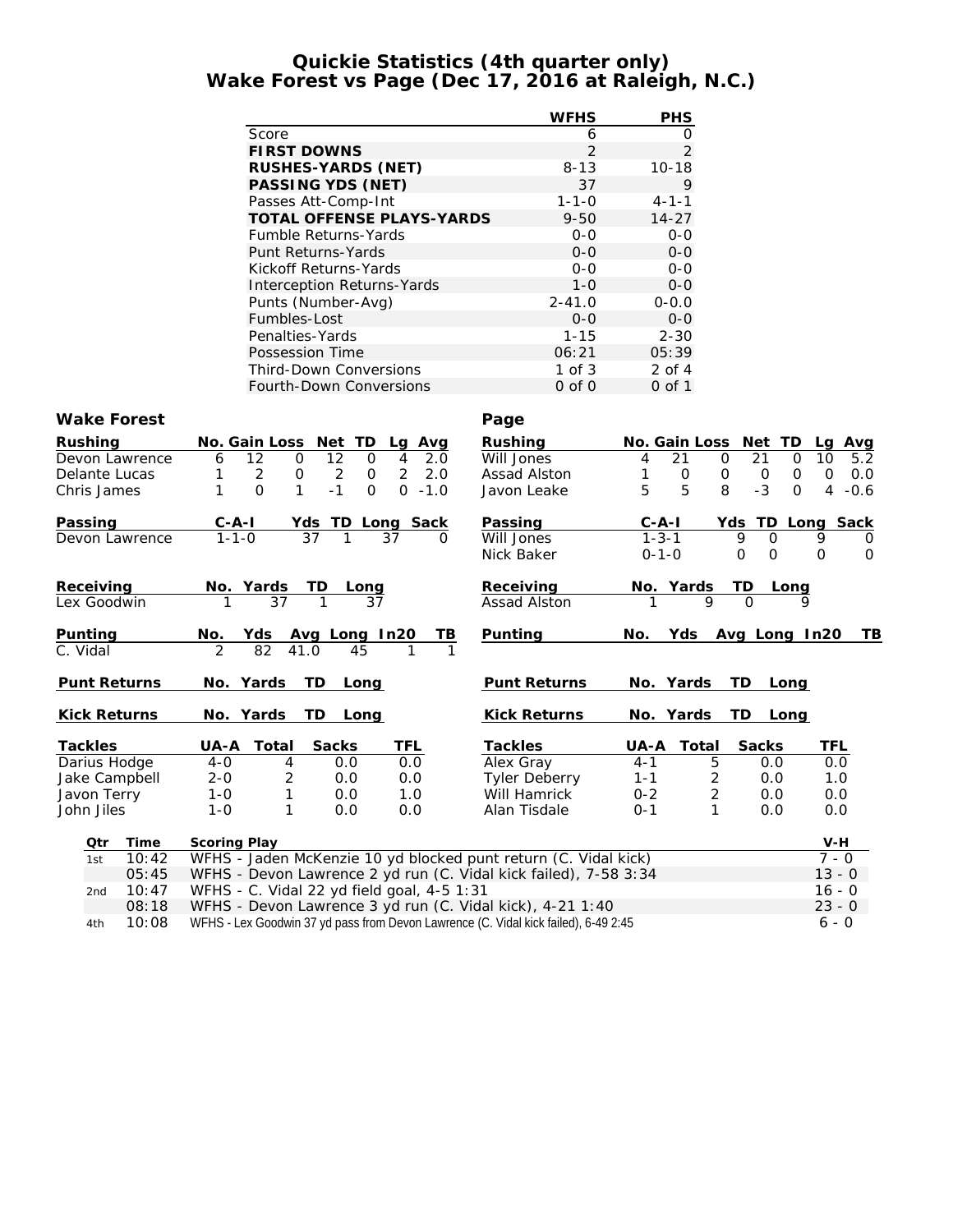# Quickie Statistics (4th quarter only)
## Wake Forest vs Page (Dec 17, 2016 at Raleigh, N.C.)

| | WFHS | PHS |
|---|---|---|
| Score | 6 | 0 |
| **FIRST DOWNS** | 2 | 2 |
| **RUSHES-YARDS (NET)** | 8-13 | 10-18 |
| **PASSING YDS (NET)** | 37 | 9 |
| Passes Att-Comp-Int | 1-1-0 | 4-1-1 |
| **TOTAL OFFENSE PLAYS-YARDS** | 9-50 | 14-27 |
| Fumble Returns-Yards | 0-0 | 0-0 |
| Punt Returns-Yards | 0-0 | 0-0 |
| Kickoff Returns-Yards | 0-0 | 0-0 |
| Interception Returns-Yards | 1-0 | 0-0 |
| Punts (Number-Avg) | 2-41.0 | 0-0.0 |
| Fumbles-Lost | 0-0 | 0-0 |
| Penalties-Yards | 1-15 | 2-30 |
| Possession Time | 06:21 | 05:39 |
| Third-Down Conversions | 1 of 3 | 2 of 4 |
| Fourth-Down Conversions | 0 of 0 | 0 of 1 |

### Wake Forest

| Rushing | No. | Gain | Loss | Net | TD | Lg | Avg |
|---|---|---|---|---|---|---|---|
| Devon Lawrence | 6 | 12 | 0 | 12 | 0 | 4 | 2.0 |
| Delante Lucas | 1 | 2 | 0 | 2 | 0 | 2 | 2.0 |
| Chris James | 1 | 0 | 1 | -1 | 0 | 0 | -1.0 |

| Passing | C-A-I | Yds | TD | Long | Sack |
|---|---|---|---|---|---|
| Devon Lawrence | 1-1-0 | 37 | 1 | 37 | 0 |

| Receiving | No. | Yards | TD | Long |
|---|---|---|---|---|
| Lex Goodwin | 1 | 37 | 1 | 37 |

| Punting | No. | Yds | Avg | Long | In20 | TB |
|---|---|---|---|---|---|---|
| C. Vidal | 2 | 82 | 41.0 | 45 | 1 | 1 |

| Punt Returns | No. | Yards | TD | Long |
|---|---|---|---|---|

| Kick Returns | No. | Yards | TD | Long |
|---|---|---|---|---|

| Tackles | UA-A | Total | Sacks | TFL |
|---|---|---|---|---|
| Darius Hodge | 4-0 | 4 | 0.0 | 0.0 |
| Jake Campbell | 2-0 | 2 | 0.0 | 0.0 |
| Javon Terry | 1-0 | 1 | 0.0 | 1.0 |
| John Jiles | 1-0 | 1 | 0.0 | 0.0 |

### Page

| Rushing | No. | Gain | Loss | Net | TD | Lg | Avg |
|---|---|---|---|---|---|---|---|
| Will Jones | 4 | 21 | 0 | 21 | 0 | 10 | 5.2 |
| Assad Alston | 1 | 0 | 0 | 0 | 0 | 0 | 0.0 |
| Javon Leake | 5 | 5 | 8 | -3 | 0 | 4 | -0.6 |

| Passing | C-A-I | Yds | TD | Long | Sack |
|---|---|---|---|---|---|
| Will Jones | 1-3-1 | 9 | 0 | 9 | 0 |
| Nick Baker | 0-1-0 | 0 | 0 | 0 | 0 |

| Receiving | No. | Yards | TD | Long |
|---|---|---|---|---|
| Assad Alston | 1 | 9 | 0 | 9 |

| Punting | No. | Yds | Avg | Long | In20 | TB |
|---|---|---|---|---|---|---|

| Punt Returns | No. | Yards | TD | Long |
|---|---|---|---|---|

| Kick Returns | No. | Yards | TD | Long |
|---|---|---|---|---|

| Tackles | UA-A | Total | Sacks | TFL |
|---|---|---|---|---|
| Alex Gray | 4-1 | 5 | 0.0 | 0.0 |
| Tyler Deberry | 1-1 | 2 | 0.0 | 1.0 |
| Will Hamrick | 0-2 | 2 | 0.0 | 0.0 |
| Alan Tisdale | 0-1 | 1 | 0.0 | 0.0 |

| Qtr | Time | Scoring Play | V-H |
|---|---|---|---|
| 1st | 10:42 | WFHS - Jaden McKenzie 10 yd blocked punt return (C. Vidal kick) | 7 - 0 |
| | 05:45 | WFHS - Devon Lawrence 2 yd run (C. Vidal kick failed), 7-58 3:34 | 13 - 0 |
| 2nd | 10:47 | WFHS - C. Vidal 22 yd field goal, 4-5 1:31 | 16 - 0 |
| | 08:18 | WFHS - Devon Lawrence 3 yd run (C. Vidal kick), 4-21 1:40 | 23 - 0 |
| 4th | 10:08 | WFHS - Lex Goodwin 37 yd pass from Devon Lawrence (C. Vidal kick failed), 6-49 2:45 | 6 - 0 |